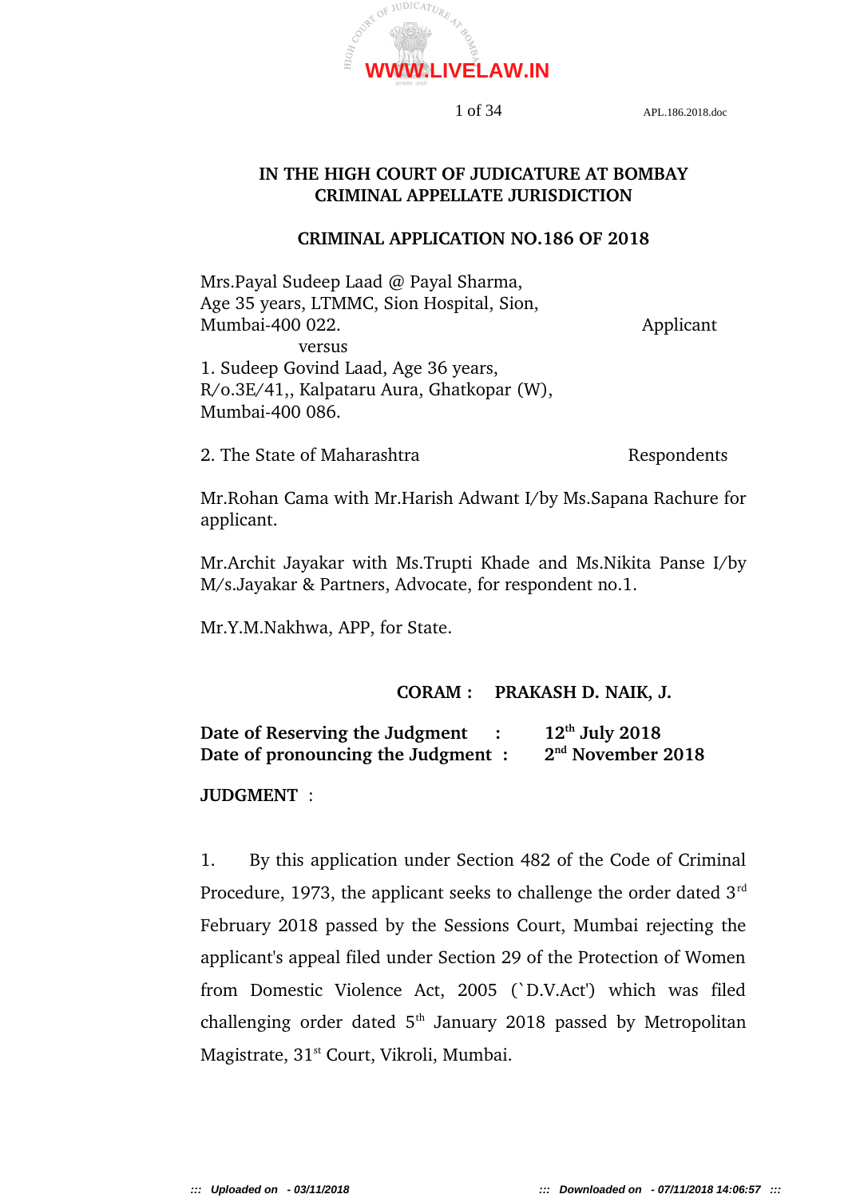# IN THE HIGH COURT OF JUDICATURE AT BOMBAY
## CRIMINAL APPELLATE JURISDICTION

### CRIMINAL APPLICATION NO.186 OF 2018

Mrs.Payal Sudeep Laad @ Payal Sharma,
Age 35 years, LTMMC, Sion Hospital, Sion,
Mumbai-400 022. Applicant

versus

1. Sudeep Govind Laad, Age 36 years,
R/o.3E/41,, Kalpataru Aura, Ghatkopar (W),
Mumbai-400 086.

2. The State of Maharashtra Respondents

Mr.Rohan Cama with Mr.Harish Adwant I/by Ms.Sapana Rachure for applicant.

Mr.Archit Jayakar with Ms.Trupti Khade and Ms.Nikita Panse I/by M/s.Jayakar & Partners, Advocate, for respondent no.1.

Mr.Y.M.Nakhwa, APP, for State.

**CORAM : PRAKASH D. NAIK, J.**

**Date of Reserving the Judgment : 12th July 2018**
**Date of pronouncing the Judgment : 2nd November 2018**

**JUDGMENT** :

1. By this application under Section 482 of the Code of Criminal Procedure, 1973, the applicant seeks to challenge the order dated 3rd February 2018 passed by the Sessions Court, Mumbai rejecting the applicant's appeal filed under Section 29 of the Protection of Women from Domestic Violence Act, 2005 (`D.V.Act') which was filed challenging order dated 5th January 2018 passed by Metropolitan Magistrate, 31st Court, Vikroli, Mumbai.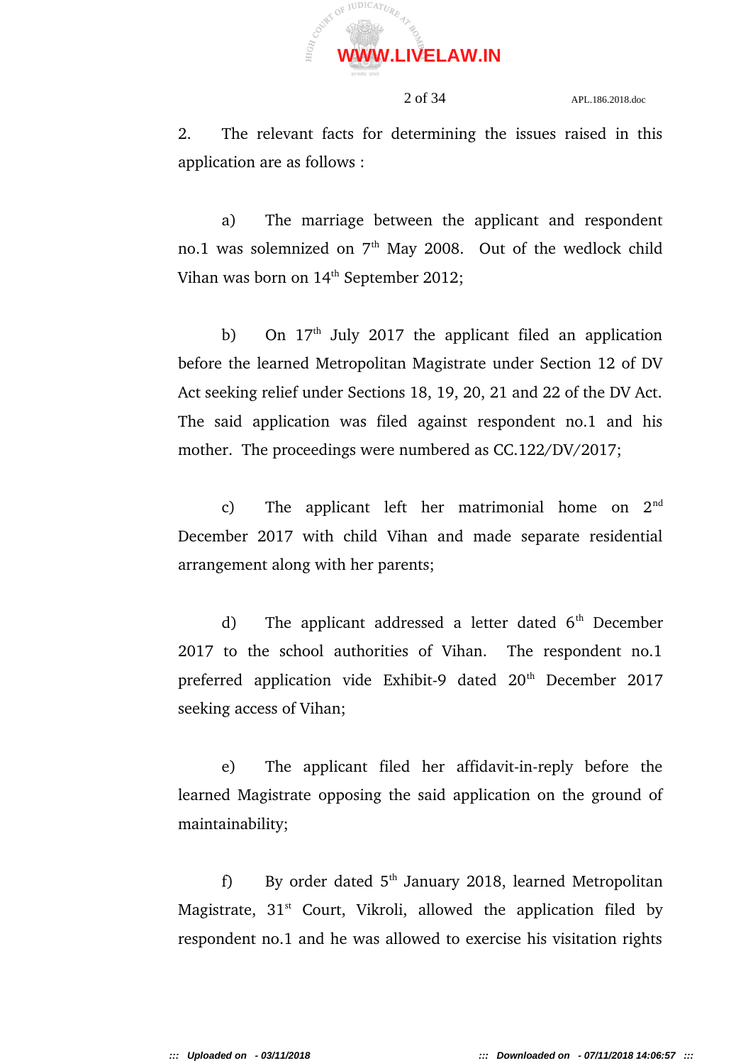2. The relevant facts for determining the issues raised in this application are as follows :

a) The marriage between the applicant and respondent no.1 was solemnized on 7th May 2008. Out of the wedlock child Vihan was born on 14th September 2012;

b) On 17th July 2017 the applicant filed an application before the learned Metropolitan Magistrate under Section 12 of DV Act seeking relief under Sections 18, 19, 20, 21 and 22 of the DV Act. The said application was filed against respondent no.1 and his mother. The proceedings were numbered as CC.122/DV/2017;

c) The applicant left her matrimonial home on 2nd December 2017 with child Vihan and made separate residential arrangement along with her parents;

d) The applicant addressed a letter dated 6th December 2017 to the school authorities of Vihan. The respondent no.1 preferred application vide Exhibit-9 dated 20th December 2017 seeking access of Vihan;

e) The applicant filed her affidavit-in-reply before the learned Magistrate opposing the said application on the ground of maintainability;

f) By order dated 5th January 2018, learned Metropolitan Magistrate, 31st Court, Vikroli, allowed the application filed by respondent no.1 and he was allowed to exercise his visitation rights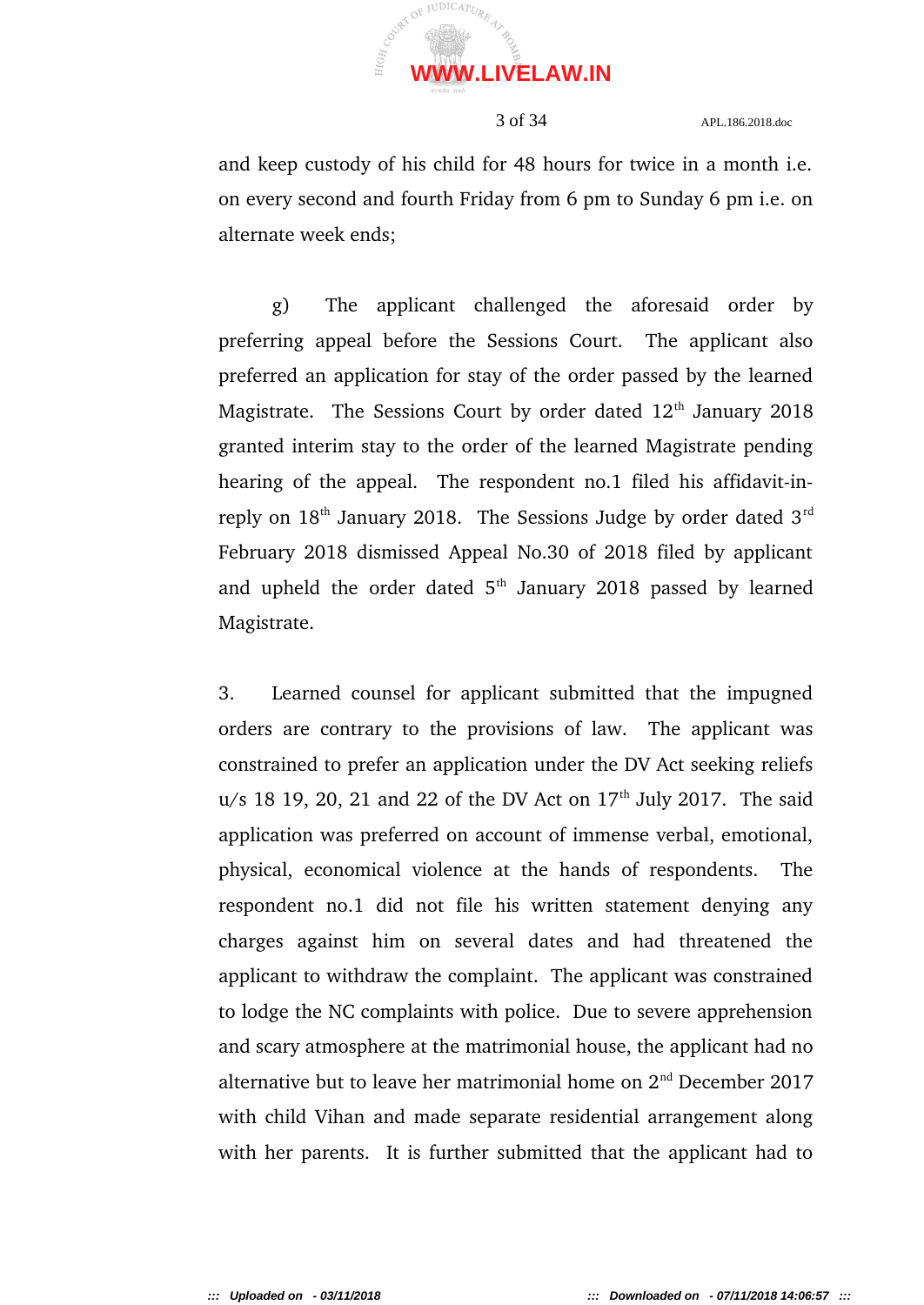and keep custody of his child for 48 hours for twice in a month i.e. on every second and fourth Friday from 6 pm to Sunday 6 pm i.e. on alternate week ends;

g) The applicant challenged the aforesaid order by preferring appeal before the Sessions Court. The applicant also preferred an application for stay of the order passed by the learned Magistrate. The Sessions Court by order dated 12th January 2018 granted interim stay to the order of the learned Magistrate pending hearing of the appeal. The respondent no.1 filed his affidavit-in-reply on 18th January 2018. The Sessions Judge by order dated 3rd February 2018 dismissed Appeal No.30 of 2018 filed by applicant and upheld the order dated 5th January 2018 passed by learned Magistrate.

3. Learned counsel for applicant submitted that the impugned orders are contrary to the provisions of law. The applicant was constrained to prefer an application under the DV Act seeking reliefs u/s 18 19, 20, 21 and 22 of the DV Act on 17th July 2017. The said application was preferred on account of immense verbal, emotional, physical, economical violence at the hands of respondents. The respondent no.1 did not file his written statement denying any charges against him on several dates and had threatened the applicant to withdraw the complaint. The applicant was constrained to lodge the NC complaints with police. Due to severe apprehension and scary atmosphere at the matrimonial house, the applicant had no alternative but to leave her matrimonial home on 2nd December 2017 with child Vihan and made separate residential arrangement along with her parents. It is further submitted that the applicant had to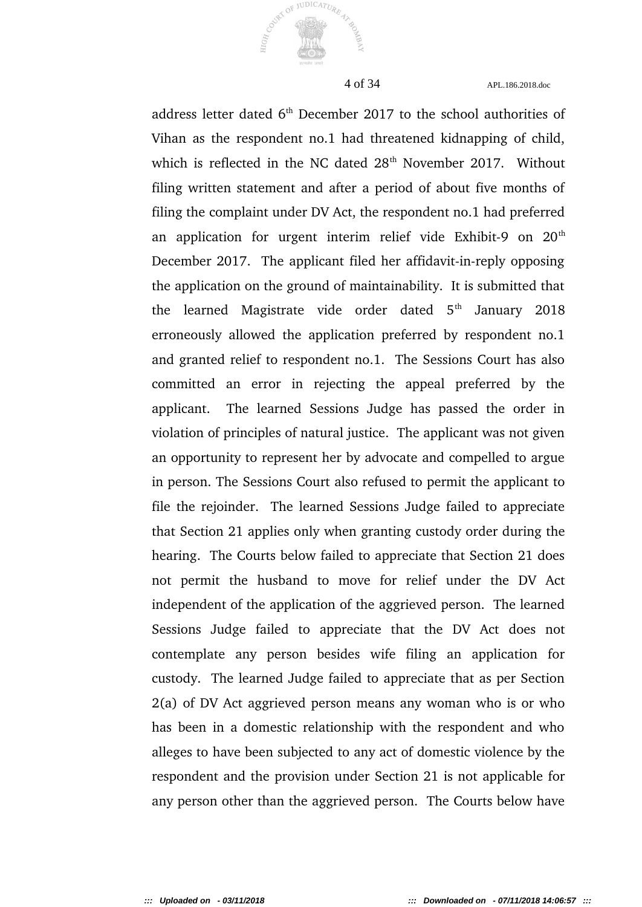address letter dated 6th December 2017 to the school authorities of Vihan as the respondent no.1 had threatened kidnapping of child, which is reflected in the NC dated 28th November 2017. Without filing written statement and after a period of about five months of filing the complaint under DV Act, the respondent no.1 had preferred an application for urgent interim relief vide Exhibit-9 on 20th December 2017. The applicant filed her affidavit-in-reply opposing the application on the ground of maintainability. It is submitted that the learned Magistrate vide order dated 5th January 2018 erroneously allowed the application preferred by respondent no.1 and granted relief to respondent no.1. The Sessions Court has also committed an error in rejecting the appeal preferred by the applicant. The learned Sessions Judge has passed the order in violation of principles of natural justice. The applicant was not given an opportunity to represent her by advocate and compelled to argue in person. The Sessions Court also refused to permit the applicant to file the rejoinder. The learned Sessions Judge failed to appreciate that Section 21 applies only when granting custody order during the hearing. The Courts below failed to appreciate that Section 21 does not permit the husband to move for relief under the DV Act independent of the application of the aggrieved person. The learned Sessions Judge failed to appreciate that the DV Act does not contemplate any person besides wife filing an application for custody. The learned Judge failed to appreciate that as per Section 2(a) of DV Act aggrieved person means any woman who is or who has been in a domestic relationship with the respondent and who alleges to have been subjected to any act of domestic violence by the respondent and the provision under Section 21 is not applicable for any person other than the aggrieved person. The Courts below have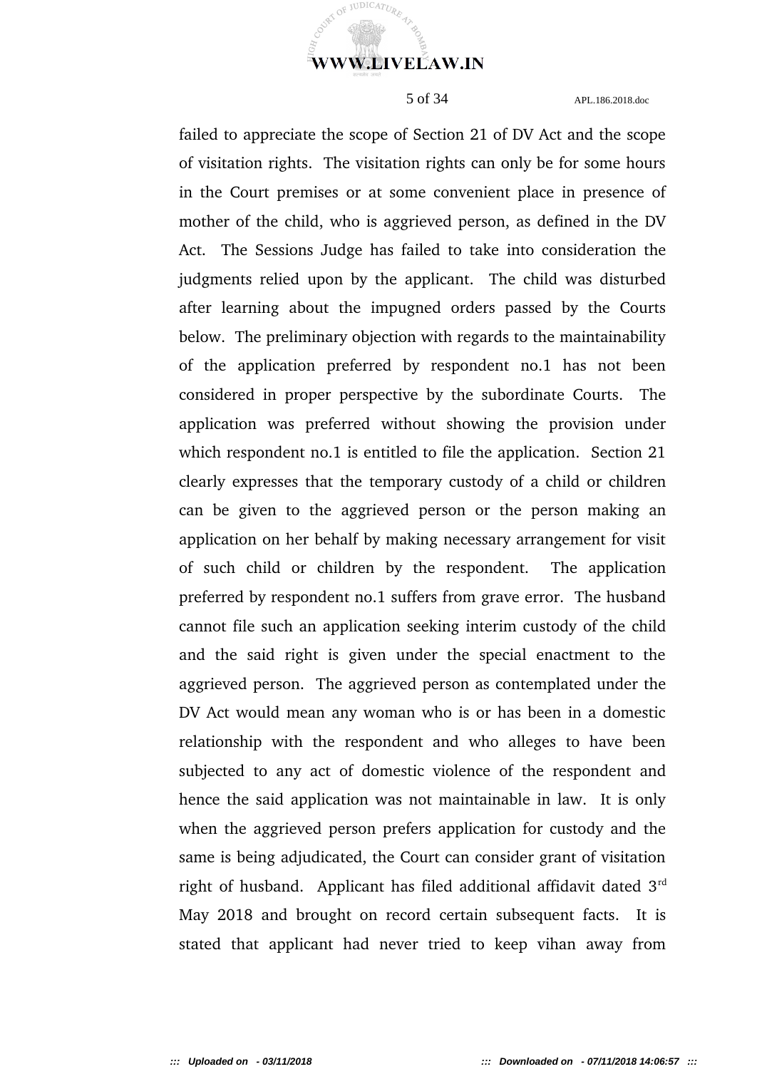failed to appreciate the scope of Section 21 of DV Act and the scope of visitation rights. The visitation rights can only be for some hours in the Court premises or at some convenient place in presence of mother of the child, who is aggrieved person, as defined in the DV Act. The Sessions Judge has failed to take into consideration the judgments relied upon by the applicant. The child was disturbed after learning about the impugned orders passed by the Courts below. The preliminary objection with regards to the maintainability of the application preferred by respondent no.1 has not been considered in proper perspective by the subordinate Courts. The application was preferred without showing the provision under which respondent no.1 is entitled to file the application. Section 21 clearly expresses that the temporary custody of a child or children can be given to the aggrieved person or the person making an application on her behalf by making necessary arrangement for visit of such child or children by the respondent. The application preferred by respondent no.1 suffers from grave error. The husband cannot file such an application seeking interim custody of the child and the said right is given under the special enactment to the aggrieved person. The aggrieved person as contemplated under the DV Act would mean any woman who is or has been in a domestic relationship with the respondent and who alleges to have been subjected to any act of domestic violence of the respondent and hence the said application was not maintainable in law. It is only when the aggrieved person prefers application for custody and the same is being adjudicated, the Court can consider grant of visitation right of husband. Applicant has filed additional affidavit dated 3rd May 2018 and brought on record certain subsequent facts. It is stated that applicant had never tried to keep vihan away from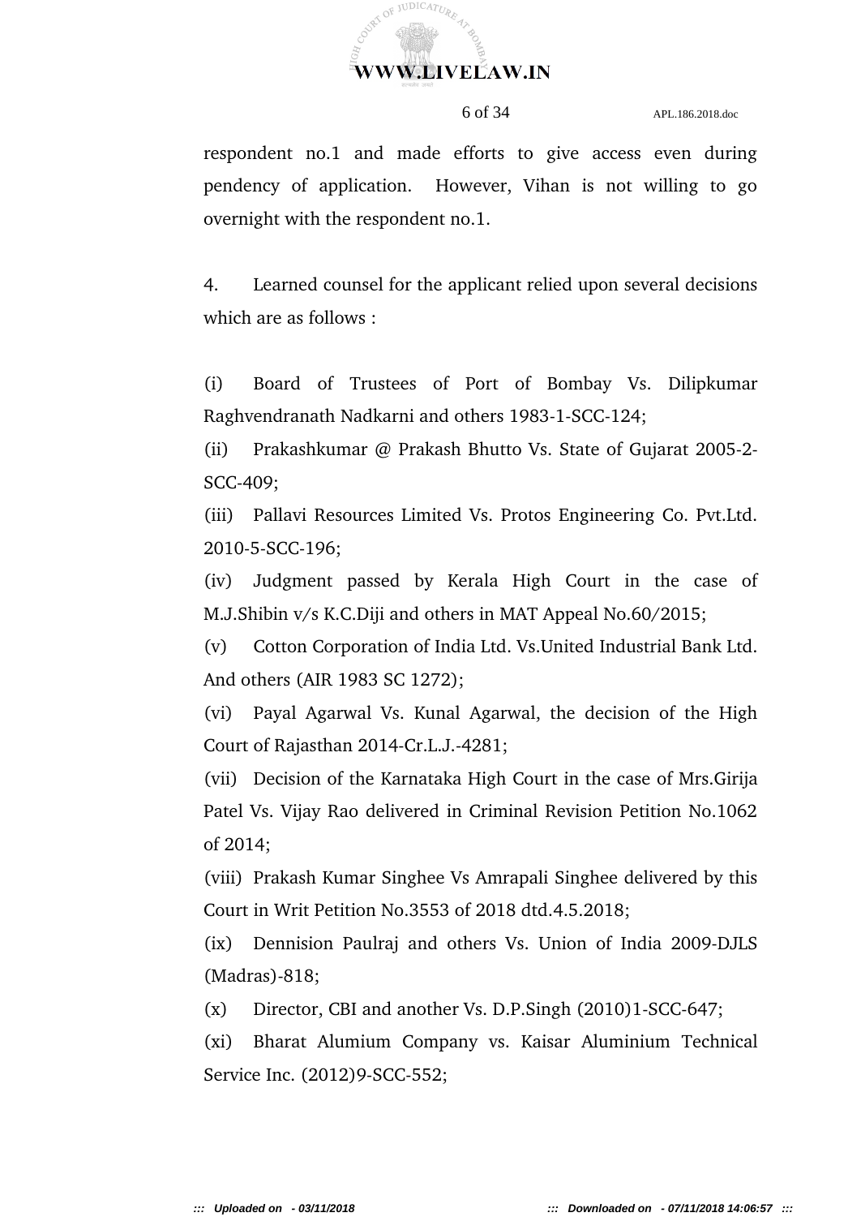respondent no.1 and made efforts to give access even during pendency of application. However, Vihan is not willing to go overnight with the respondent no.1.

4. Learned counsel for the applicant relied upon several decisions which are as follows :

(i) Board of Trustees of Port of Bombay Vs. Dilipkumar Raghvendranath Nadkarni and others 1983-1-SCC-124;

(ii) Prakashkumar @ Prakash Bhutto Vs. State of Gujarat 2005-2-SCC-409;

(iii) Pallavi Resources Limited Vs. Protos Engineering Co. Pvt.Ltd. 2010-5-SCC-196;

(iv) Judgment passed by Kerala High Court in the case of M.J.Shibin v/s K.C.Diji and others in MAT Appeal No.60/2015;

(v) Cotton Corporation of India Ltd. Vs.United Industrial Bank Ltd. And others (AIR 1983 SC 1272);

(vi) Payal Agarwal Vs. Kunal Agarwal, the decision of the High Court of Rajasthan 2014-Cr.L.J.-4281;

(vii) Decision of the Karnataka High Court in the case of Mrs.Girija Patel Vs. Vijay Rao delivered in Criminal Revision Petition No.1062 of 2014;

(viii) Prakash Kumar Singhee Vs Amrapali Singhee delivered by this Court in Writ Petition No.3553 of 2018 dtd.4.5.2018;

(ix) Dennision Paulraj and others Vs. Union of India 2009-DJLS (Madras)-818;

(x) Director, CBI and another Vs. D.P.Singh (2010)1-SCC-647;

(xi) Bharat Alumium Company vs. Kaisar Aluminium Technical Service Inc. (2012)9-SCC-552;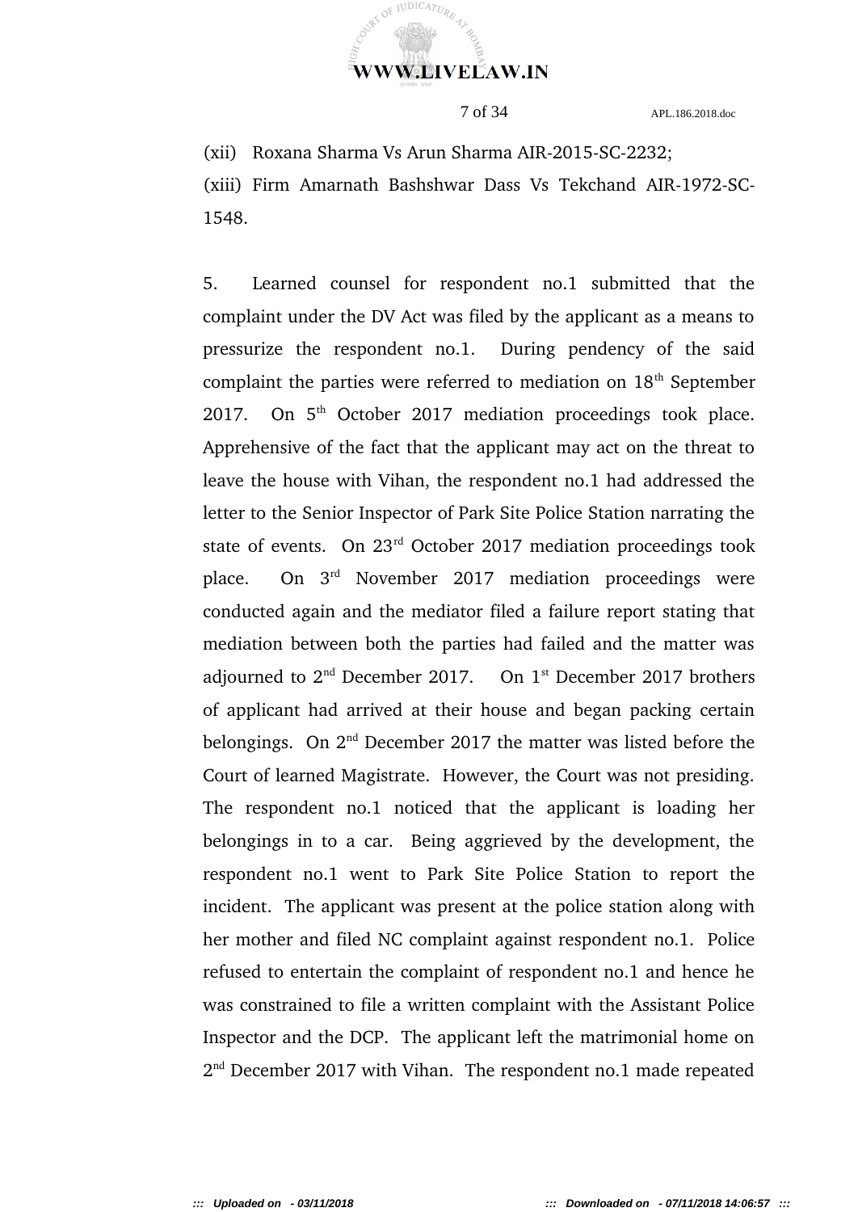(xii) Roxana Sharma Vs Arun Sharma AIR-2015-SC-2232;

(xiii) Firm Amarnath Bashshwar Dass Vs Tekchand AIR-1972-SC-1548.

5. Learned counsel for respondent no.1 submitted that the complaint under the DV Act was filed by the applicant as a means to pressurize the respondent no.1. During pendency of the said complaint the parties were referred to mediation on 18th September 2017. On 5th October 2017 mediation proceedings took place. Apprehensive of the fact that the applicant may act on the threat to leave the house with Vihan, the respondent no.1 had addressed the letter to the Senior Inspector of Park Site Police Station narrating the state of events. On 23rd October 2017 mediation proceedings took place. On 3rd November 2017 mediation proceedings were conducted again and the mediator filed a failure report stating that mediation between both the parties had failed and the matter was adjourned to 2nd December 2017. On 1st December 2017 brothers of applicant had arrived at their house and began packing certain belongings. On 2nd December 2017 the matter was listed before the Court of learned Magistrate. However, the Court was not presiding. The respondent no.1 noticed that the applicant is loading her belongings in to a car. Being aggrieved by the development, the respondent no.1 went to Park Site Police Station to report the incident. The applicant was present at the police station along with her mother and filed NC complaint against respondent no.1. Police refused to entertain the complaint of respondent no.1 and hence he was constrained to file a written complaint with the Assistant Police Inspector and the DCP. The applicant left the matrimonial home on 2nd December 2017 with Vihan. The respondent no.1 made repeated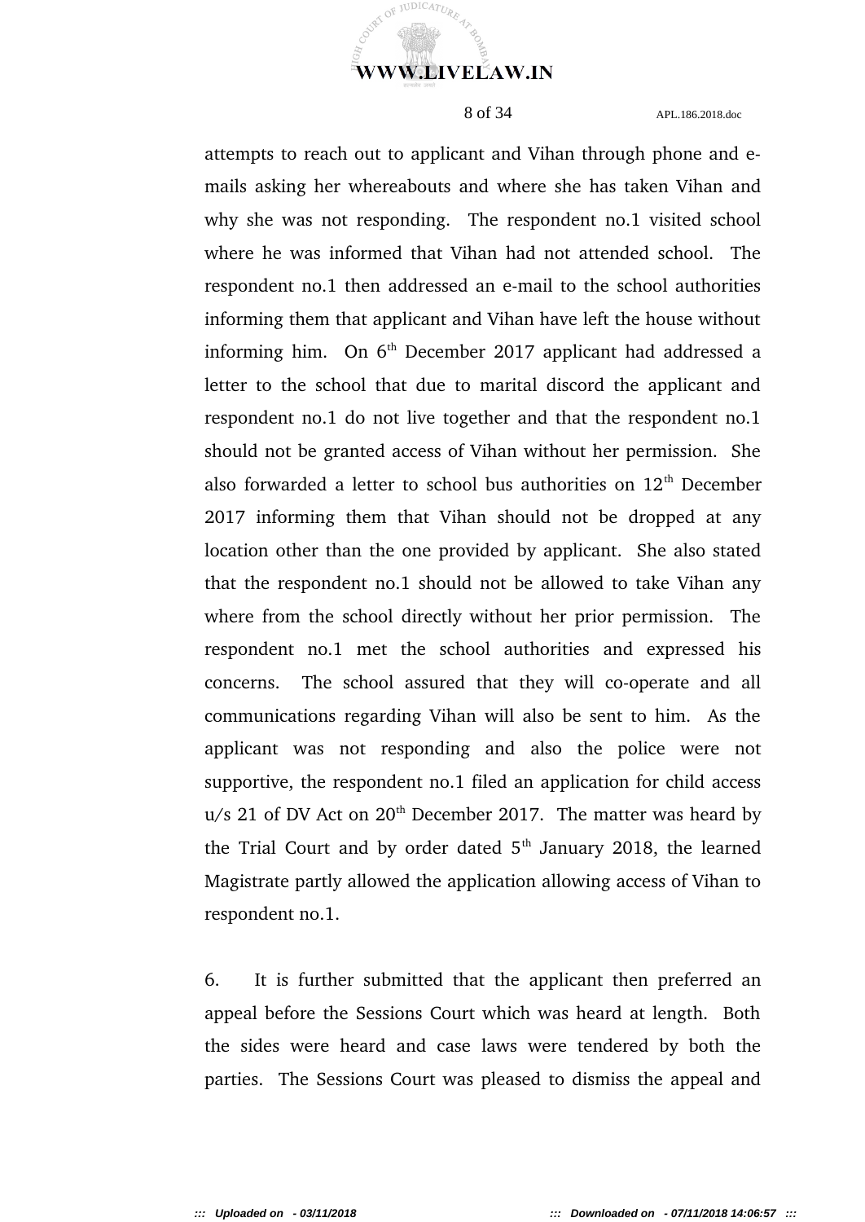attempts to reach out to applicant and Vihan through phone and e-mails asking her whereabouts and where she has taken Vihan and why she was not responding. The respondent no.1 visited school where he was informed that Vihan had not attended school. The respondent no.1 then addressed an e-mail to the school authorities informing them that applicant and Vihan have left the house without informing him. On 6th December 2017 applicant had addressed a letter to the school that due to marital discord the applicant and respondent no.1 do not live together and that the respondent no.1 should not be granted access of Vihan without her permission. She also forwarded a letter to school bus authorities on 12th December 2017 informing them that Vihan should not be dropped at any location other than the one provided by applicant. She also stated that the respondent no.1 should not be allowed to take Vihan any where from the school directly without her prior permission. The respondent no.1 met the school authorities and expressed his concerns. The school assured that they will co-operate and all communications regarding Vihan will also be sent to him. As the applicant was not responding and also the police were not supportive, the respondent no.1 filed an application for child access u/s 21 of DV Act on 20th December 2017. The matter was heard by the Trial Court and by order dated 5th January 2018, the learned Magistrate partly allowed the application allowing access of Vihan to respondent no.1.

6. It is further submitted that the applicant then preferred an appeal before the Sessions Court which was heard at length. Both the sides were heard and case laws were tendered by both the parties. The Sessions Court was pleased to dismiss the appeal and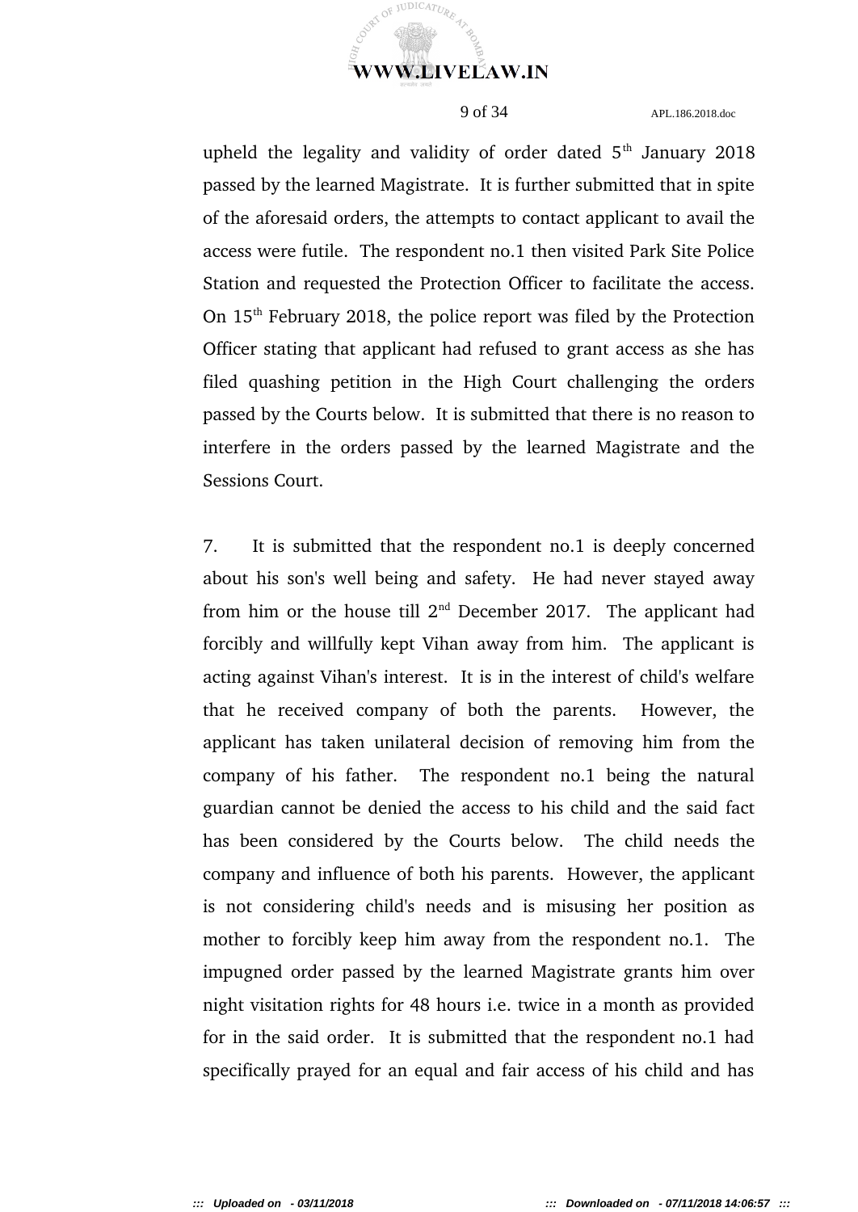upheld the legality and validity of order dated 5th January 2018 passed by the learned Magistrate. It is further submitted that in spite of the aforesaid orders, the attempts to contact applicant to avail the access were futile. The respondent no.1 then visited Park Site Police Station and requested the Protection Officer to facilitate the access. On 15th February 2018, the police report was filed by the Protection Officer stating that applicant had refused to grant access as she has filed quashing petition in the High Court challenging the orders passed by the Courts below. It is submitted that there is no reason to interfere in the orders passed by the learned Magistrate and the Sessions Court.

7. It is submitted that the respondent no.1 is deeply concerned about his son's well being and safety. He had never stayed away from him or the house till 2nd December 2017. The applicant had forcibly and willfully kept Vihan away from him. The applicant is acting against Vihan's interest. It is in the interest of child's welfare that he received company of both the parents. However, the applicant has taken unilateral decision of removing him from the company of his father. The respondent no.1 being the natural guardian cannot be denied the access to his child and the said fact has been considered by the Courts below. The child needs the company and influence of both his parents. However, the applicant is not considering child's needs and is misusing her position as mother to forcibly keep him away from the respondent no.1. The impugned order passed by the learned Magistrate grants him over night visitation rights for 48 hours i.e. twice in a month as provided for in the said order. It is submitted that the respondent no.1 had specifically prayed for an equal and fair access of his child and has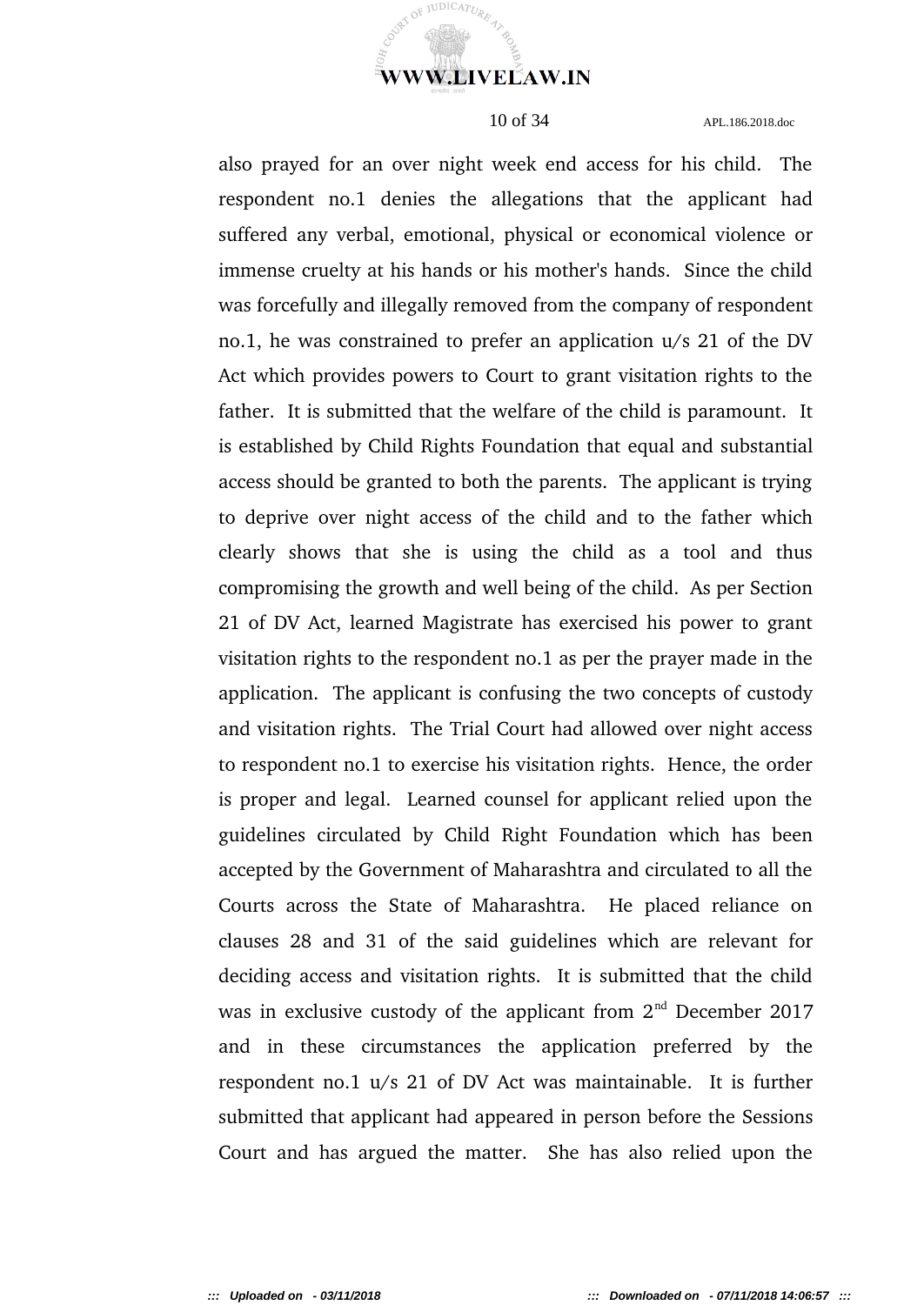also prayed for an over night week end access for his child. The respondent no.1 denies the allegations that the applicant had suffered any verbal, emotional, physical or economical violence or immense cruelty at his hands or his mother's hands. Since the child was forcefully and illegally removed from the company of respondent no.1, he was constrained to prefer an application u/s 21 of the DV Act which provides powers to Court to grant visitation rights to the father. It is submitted that the welfare of the child is paramount. It is established by Child Rights Foundation that equal and substantial access should be granted to both the parents. The applicant is trying to deprive over night access of the child and to the father which clearly shows that she is using the child as a tool and thus compromising the growth and well being of the child. As per Section 21 of DV Act, learned Magistrate has exercised his power to grant visitation rights to the respondent no.1 as per the prayer made in the application. The applicant is confusing the two concepts of custody and visitation rights. The Trial Court had allowed over night access to respondent no.1 to exercise his visitation rights. Hence, the order is proper and legal. Learned counsel for applicant relied upon the guidelines circulated by Child Right Foundation which has been accepted by the Government of Maharashtra and circulated to all the Courts across the State of Maharashtra. He placed reliance on clauses 28 and 31 of the said guidelines which are relevant for deciding access and visitation rights. It is submitted that the child was in exclusive custody of the applicant from 2nd December 2017 and in these circumstances the application preferred by the respondent no.1 u/s 21 of DV Act was maintainable. It is further submitted that applicant had appeared in person before the Sessions Court and has argued the matter. She has also relied upon the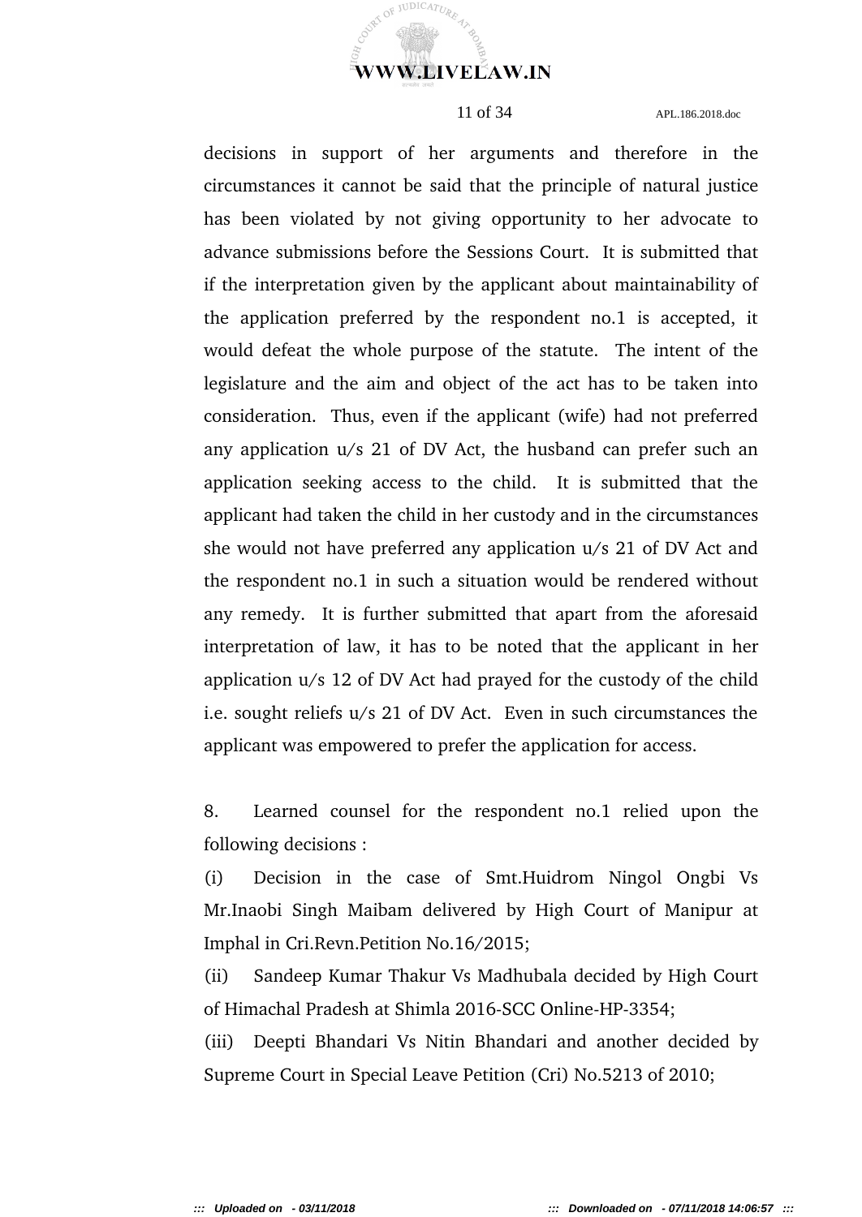decisions in support of her arguments and therefore in the circumstances it cannot be said that the principle of natural justice has been violated by not giving opportunity to her advocate to advance submissions before the Sessions Court. It is submitted that if the interpretation given by the applicant about maintainability of the application preferred by the respondent no.1 is accepted, it would defeat the whole purpose of the statute. The intent of the legislature and the aim and object of the act has to be taken into consideration. Thus, even if the applicant (wife) had not preferred any application u/s 21 of DV Act, the husband can prefer such an application seeking access to the child. It is submitted that the applicant had taken the child in her custody and in the circumstances she would not have preferred any application u/s 21 of DV Act and the respondent no.1 in such a situation would be rendered without any remedy. It is further submitted that apart from the aforesaid interpretation of law, it has to be noted that the applicant in her application u/s 12 of DV Act had prayed for the custody of the child i.e. sought reliefs u/s 21 of DV Act. Even in such circumstances the applicant was empowered to prefer the application for access.

8. Learned counsel for the respondent no.1 relied upon the following decisions :

(i) Decision in the case of Smt.Huidrom Ningol Ongbi Vs Mr.Inaobi Singh Maibam delivered by High Court of Manipur at Imphal in Cri.Revn.Petition No.16/2015;

(ii) Sandeep Kumar Thakur Vs Madhubala decided by High Court of Himachal Pradesh at Shimla 2016-SCC Online-HP-3354;

(iii) Deepti Bhandari Vs Nitin Bhandari and another decided by Supreme Court in Special Leave Petition (Cri) No.5213 of 2010;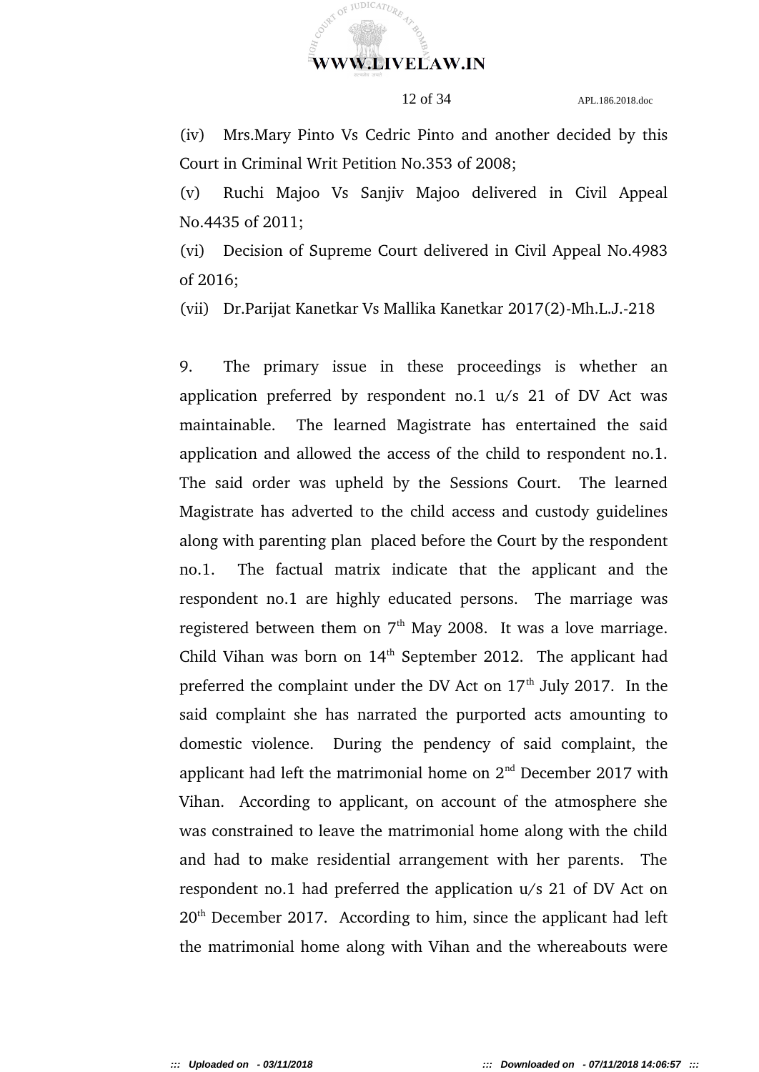(iv) Mrs.Mary Pinto Vs Cedric Pinto and another decided by this Court in Criminal Writ Petition No.353 of 2008;

(v) Ruchi Majoo Vs Sanjiv Majoo delivered in Civil Appeal No.4435 of 2011;

(vi) Decision of Supreme Court delivered in Civil Appeal No.4983 of 2016;

(vii) Dr.Parijat Kanetkar Vs Mallika Kanetkar 2017(2)-Mh.L.J.-218

9. The primary issue in these proceedings is whether an application preferred by respondent no.1 u/s 21 of DV Act was maintainable. The learned Magistrate has entertained the said application and allowed the access of the child to respondent no.1. The said order was upheld by the Sessions Court. The learned Magistrate has adverted to the child access and custody guidelines along with parenting plan placed before the Court by the respondent no.1. The factual matrix indicate that the applicant and the respondent no.1 are highly educated persons. The marriage was registered between them on 7th May 2008. It was a love marriage. Child Vihan was born on 14th September 2012. The applicant had preferred the complaint under the DV Act on 17th July 2017. In the said complaint she has narrated the purported acts amounting to domestic violence. During the pendency of said complaint, the applicant had left the matrimonial home on 2nd December 2017 with Vihan. According to applicant, on account of the atmosphere she was constrained to leave the matrimonial home along with the child and had to make residential arrangement with her parents. The respondent no.1 had preferred the application u/s 21 of DV Act on 20th December 2017. According to him, since the applicant had left the matrimonial home along with Vihan and the whereabouts were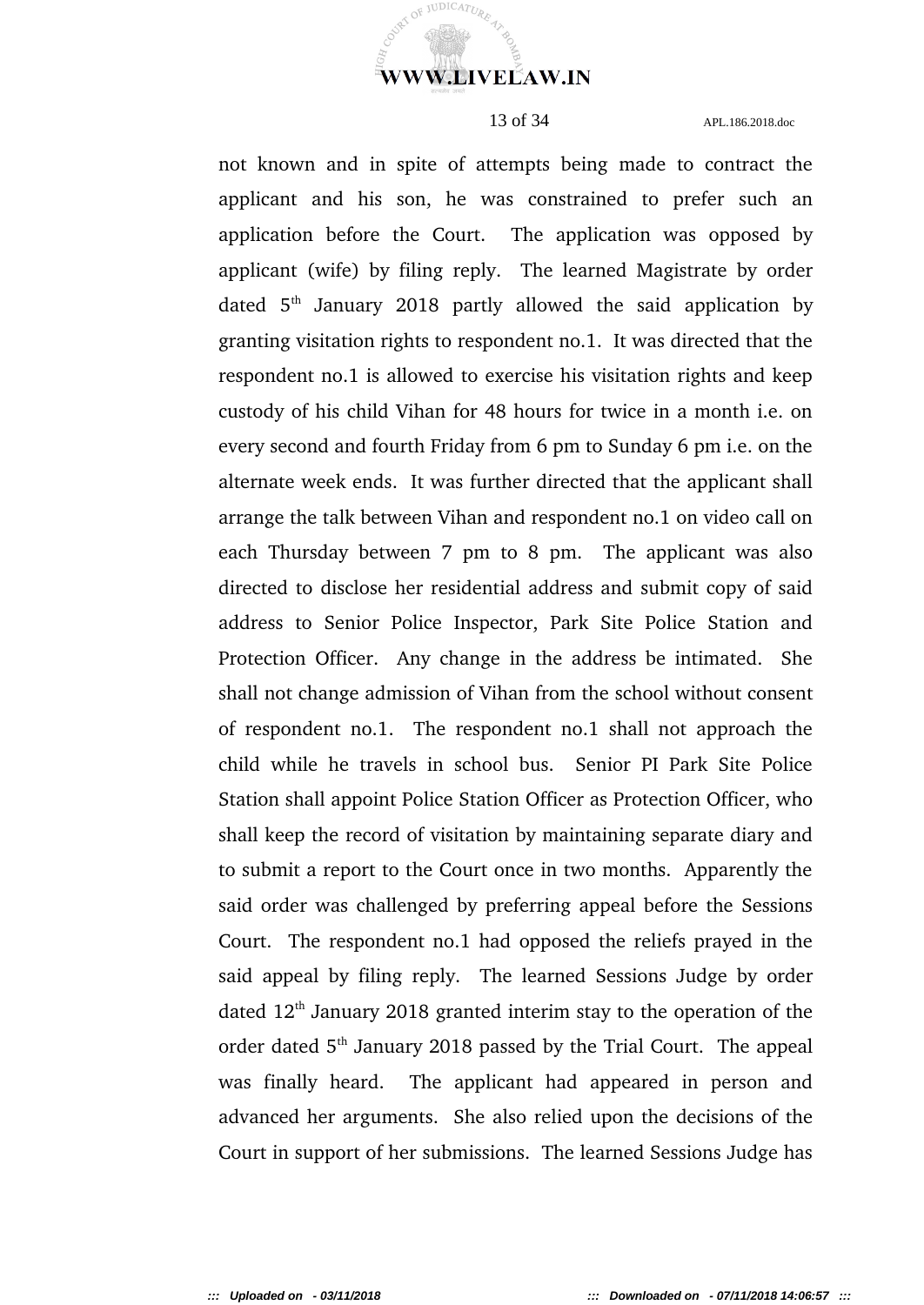not known and in spite of attempts being made to contract the applicant and his son, he was constrained to prefer such an application before the Court. The application was opposed by applicant (wife) by filing reply. The learned Magistrate by order dated 5th January 2018 partly allowed the said application by granting visitation rights to respondent no.1. It was directed that the respondent no.1 is allowed to exercise his visitation rights and keep custody of his child Vihan for 48 hours for twice in a month i.e. on every second and fourth Friday from 6 pm to Sunday 6 pm i.e. on the alternate week ends. It was further directed that the applicant shall arrange the talk between Vihan and respondent no.1 on video call on each Thursday between 7 pm to 8 pm. The applicant was also directed to disclose her residential address and submit copy of said address to Senior Police Inspector, Park Site Police Station and Protection Officer. Any change in the address be intimated. She shall not change admission of Vihan from the school without consent of respondent no.1. The respondent no.1 shall not approach the child while he travels in school bus. Senior PI Park Site Police Station shall appoint Police Station Officer as Protection Officer, who shall keep the record of visitation by maintaining separate diary and to submit a report to the Court once in two months. Apparently the said order was challenged by preferring appeal before the Sessions Court. The respondent no.1 had opposed the reliefs prayed in the said appeal by filing reply. The learned Sessions Judge by order dated 12th January 2018 granted interim stay to the operation of the order dated 5th January 2018 passed by the Trial Court. The appeal was finally heard. The applicant had appeared in person and advanced her arguments. She also relied upon the decisions of the Court in support of her submissions. The learned Sessions Judge has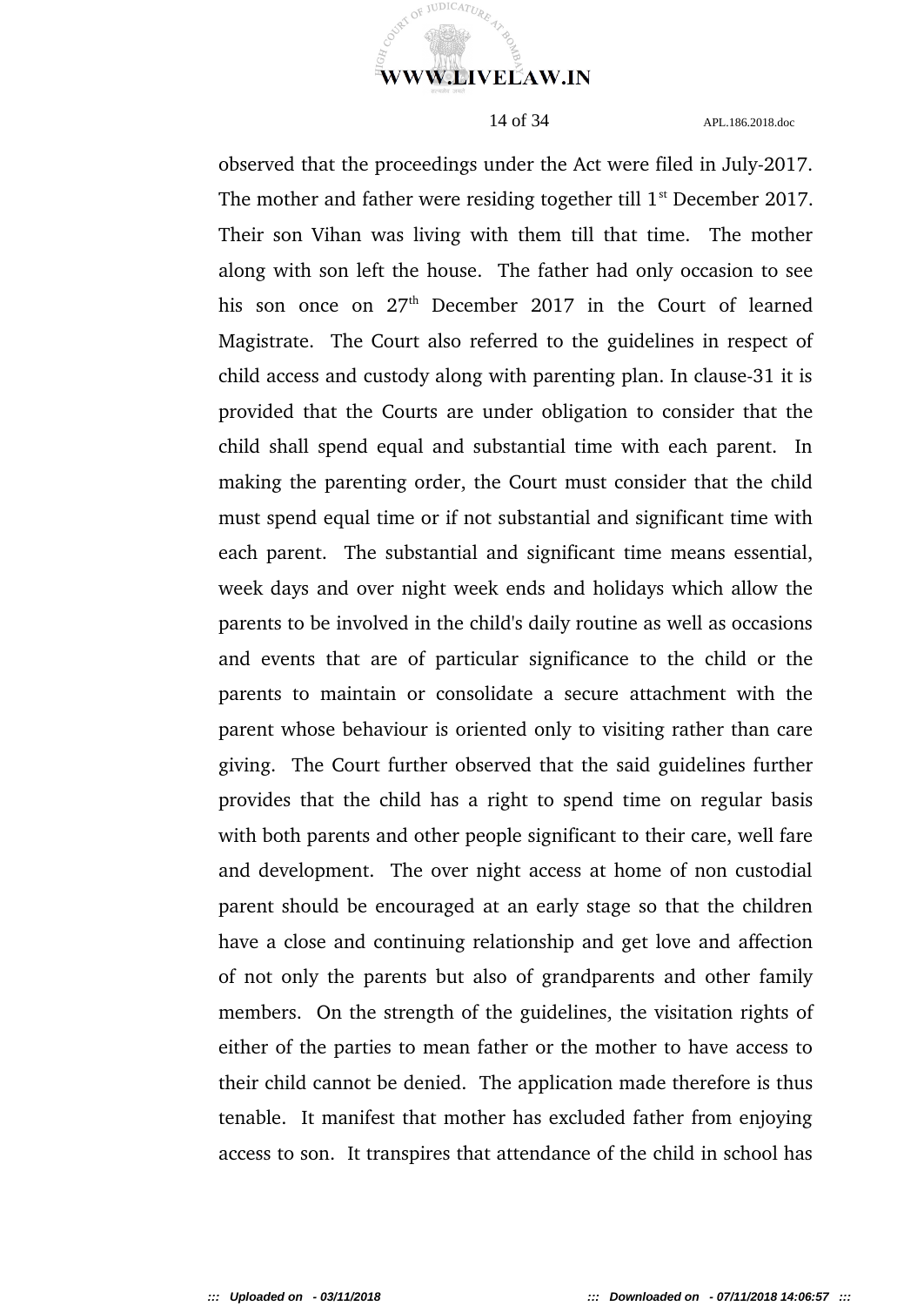observed that the proceedings under the Act were filed in July-2017. The mother and father were residing together till 1st December 2017. Their son Vihan was living with them till that time. The mother along with son left the house. The father had only occasion to see his son once on 27th December 2017 in the Court of learned Magistrate. The Court also referred to the guidelines in respect of child access and custody along with parenting plan. In clause-31 it is provided that the Courts are under obligation to consider that the child shall spend equal and substantial time with each parent. In making the parenting order, the Court must consider that the child must spend equal time or if not substantial and significant time with each parent. The substantial and significant time means essential, week days and over night week ends and holidays which allow the parents to be involved in the child's daily routine as well as occasions and events that are of particular significance to the child or the parents to maintain or consolidate a secure attachment with the parent whose behaviour is oriented only to visiting rather than care giving. The Court further observed that the said guidelines further provides that the child has a right to spend time on regular basis with both parents and other people significant to their care, well fare and development. The over night access at home of non custodial parent should be encouraged at an early stage so that the children have a close and continuing relationship and get love and affection of not only the parents but also of grandparents and other family members. On the strength of the guidelines, the visitation rights of either of the parties to mean father or the mother to have access to their child cannot be denied. The application made therefore is thus tenable. It manifest that mother has excluded father from enjoying access to son. It transpires that attendance of the child in school has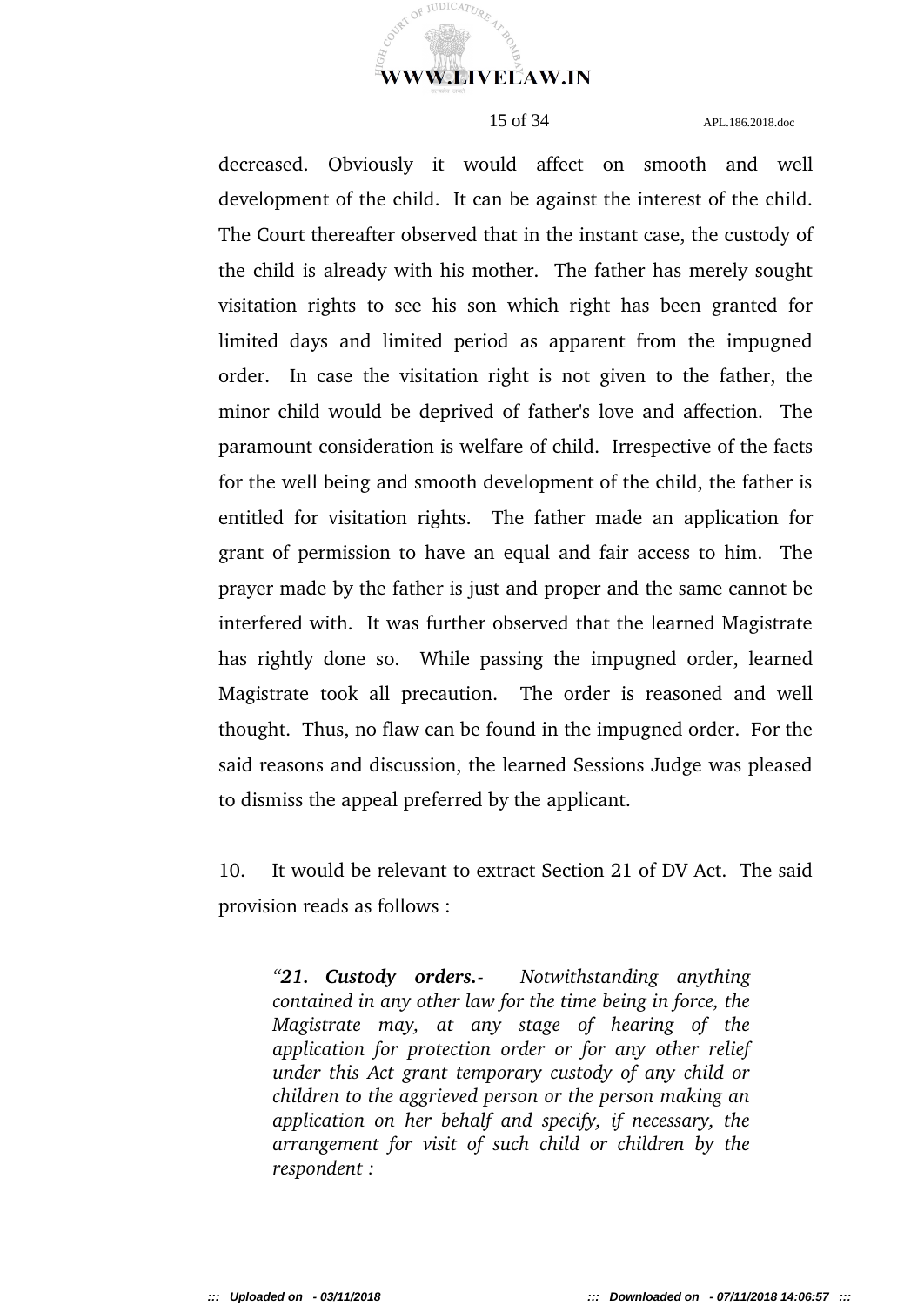decreased. Obviously it would affect on smooth and well development of the child. It can be against the interest of the child. The Court thereafter observed that in the instant case, the custody of the child is already with his mother. The father has merely sought visitation rights to see his son which right has been granted for limited days and limited period as apparent from the impugned order. In case the visitation right is not given to the father, the minor child would be deprived of father's love and affection. The paramount consideration is welfare of child. Irrespective of the facts for the well being and smooth development of the child, the father is entitled for visitation rights. The father made an application for grant of permission to have an equal and fair access to him. The prayer made by the father is just and proper and the same cannot be interfered with. It was further observed that the learned Magistrate has rightly done so. While passing the impugned order, learned Magistrate took all precaution. The order is reasoned and well thought. Thus, no flaw can be found in the impugned order. For the said reasons and discussion, the learned Sessions Judge was pleased to dismiss the appeal preferred by the applicant.

10. It would be relevant to extract Section 21 of DV Act. The said provision reads as follows :

> *"**21. Custody orders.**- Notwithstanding anything contained in any other law for the time being in force, the Magistrate may, at any stage of hearing of the application for protection order or for any other relief under this Act grant temporary custody of any child or children to the aggrieved person or the person making an application on her behalf and specify, if necessary, the arrangement for visit of such child or children by the respondent :*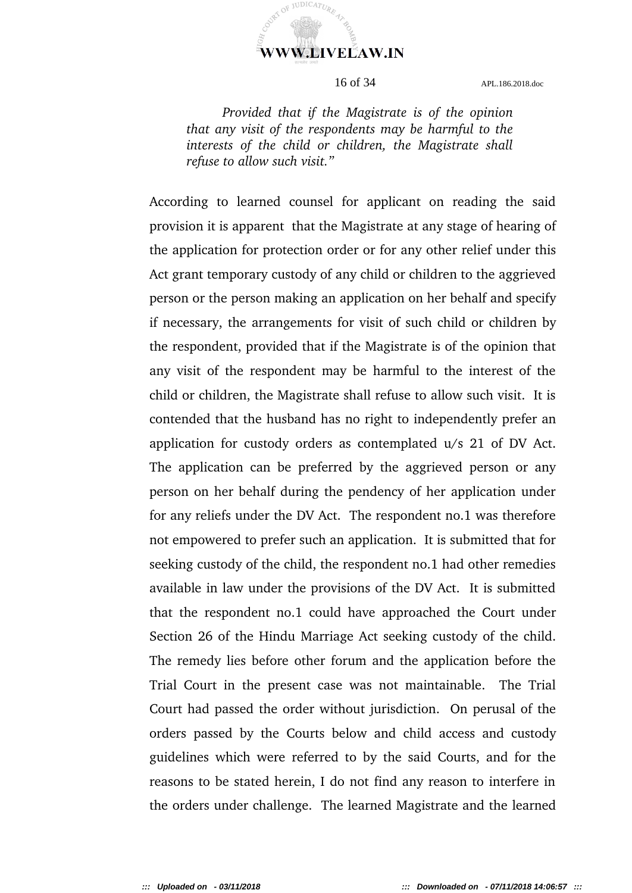*Provided that if the Magistrate is of the opinion that any visit of the respondents may be harmful to the interests of the child or children, the Magistrate shall refuse to allow such visit."*

According to learned counsel for applicant on reading the said provision it is apparent that the Magistrate at any stage of hearing of the application for protection order or for any other relief under this Act grant temporary custody of any child or children to the aggrieved person or the person making an application on her behalf and specify if necessary, the arrangements for visit of such child or children by the respondent, provided that if the Magistrate is of the opinion that any visit of the respondent may be harmful to the interest of the child or children, the Magistrate shall refuse to allow such visit. It is contended that the husband has no right to independently prefer an application for custody orders as contemplated u/s 21 of DV Act. The application can be preferred by the aggrieved person or any person on her behalf during the pendency of her application under for any reliefs under the DV Act. The respondent no.1 was therefore not empowered to prefer such an application. It is submitted that for seeking custody of the child, the respondent no.1 had other remedies available in law under the provisions of the DV Act. It is submitted that the respondent no.1 could have approached the Court under Section 26 of the Hindu Marriage Act seeking custody of the child. The remedy lies before other forum and the application before the Trial Court in the present case was not maintainable. The Trial Court had passed the order without jurisdiction. On perusal of the orders passed by the Courts below and child access and custody guidelines which were referred to by the said Courts, and for the reasons to be stated herein, I do not find any reason to interfere in the orders under challenge. The learned Magistrate and the learned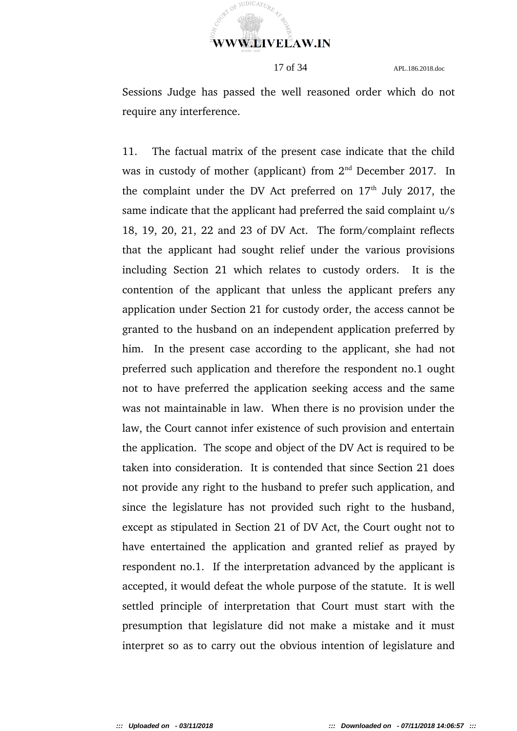Sessions Judge has passed the well reasoned order which do not require any interference.

11. The factual matrix of the present case indicate that the child was in custody of mother (applicant) from 2nd December 2017. In the complaint under the DV Act preferred on 17th July 2017, the same indicate that the applicant had preferred the said complaint u/s 18, 19, 20, 21, 22 and 23 of DV Act. The form/complaint reflects that the applicant had sought relief under the various provisions including Section 21 which relates to custody orders. It is the contention of the applicant that unless the applicant prefers any application under Section 21 for custody order, the access cannot be granted to the husband on an independent application preferred by him. In the present case according to the applicant, she had not preferred such application and therefore the respondent no.1 ought not to have preferred the application seeking access and the same was not maintainable in law. When there is no provision under the law, the Court cannot infer existence of such provision and entertain the application. The scope and object of the DV Act is required to be taken into consideration. It is contended that since Section 21 does not provide any right to the husband to prefer such application, and since the legislature has not provided such right to the husband, except as stipulated in Section 21 of DV Act, the Court ought not to have entertained the application and granted relief as prayed by respondent no.1. If the interpretation advanced by the applicant is accepted, it would defeat the whole purpose of the statute. It is well settled principle of interpretation that Court must start with the presumption that legislature did not make a mistake and it must interpret so as to carry out the obvious intention of legislature and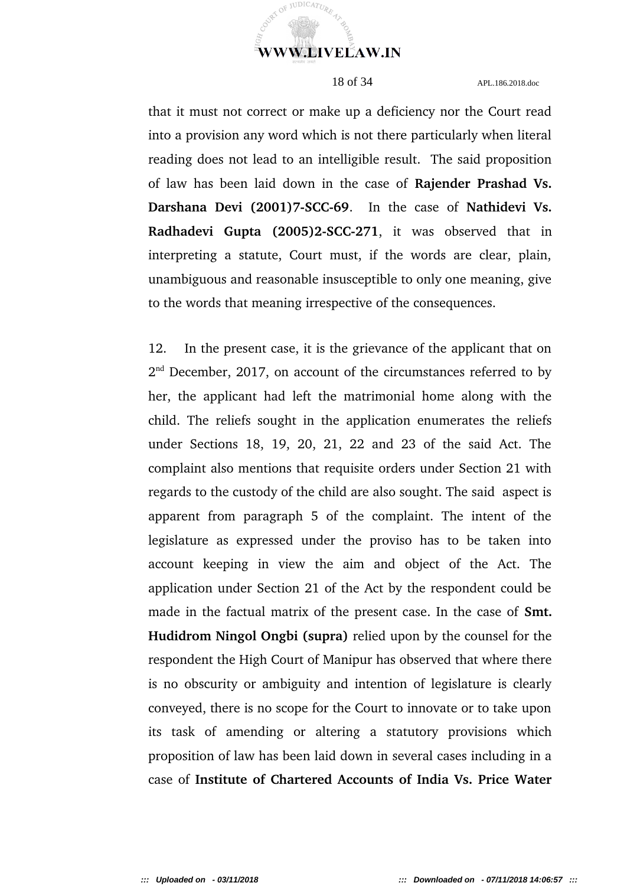that it must not correct or make up a deficiency nor the Court read into a provision any word which is not there particularly when literal reading does not lead to an intelligible result. The said proposition of law has been laid down in the case of **Rajender Prashad Vs. Darshana Devi (2001)7-SCC-69**. In the case of **Nathidevi Vs. Radhadevi Gupta (2005)2-SCC-271**, it was observed that in interpreting a statute, Court must, if the words are clear, plain, unambiguous and reasonable insusceptible to only one meaning, give to the words that meaning irrespective of the consequences.

12. In the present case, it is the grievance of the applicant that on 2nd December, 2017, on account of the circumstances referred to by her, the applicant had left the matrimonial home along with the child. The reliefs sought in the application enumerates the reliefs under Sections 18, 19, 20, 21, 22 and 23 of the said Act. The complaint also mentions that requisite orders under Section 21 with regards to the custody of the child are also sought. The said aspect is apparent from paragraph 5 of the complaint. The intent of the legislature as expressed under the proviso has to be taken into account keeping in view the aim and object of the Act. The application under Section 21 of the Act by the respondent could be made in the factual matrix of the present case. In the case of **Smt. Hudidrom Ningol Ongbi (supra)** relied upon by the counsel for the respondent the High Court of Manipur has observed that where there is no obscurity or ambiguity and intention of legislature is clearly conveyed, there is no scope for the Court to innovate or to take upon its task of amending or altering a statutory provisions which proposition of law has been laid down in several cases including in a case of **Institute of Chartered Accounts of India Vs. Price Water**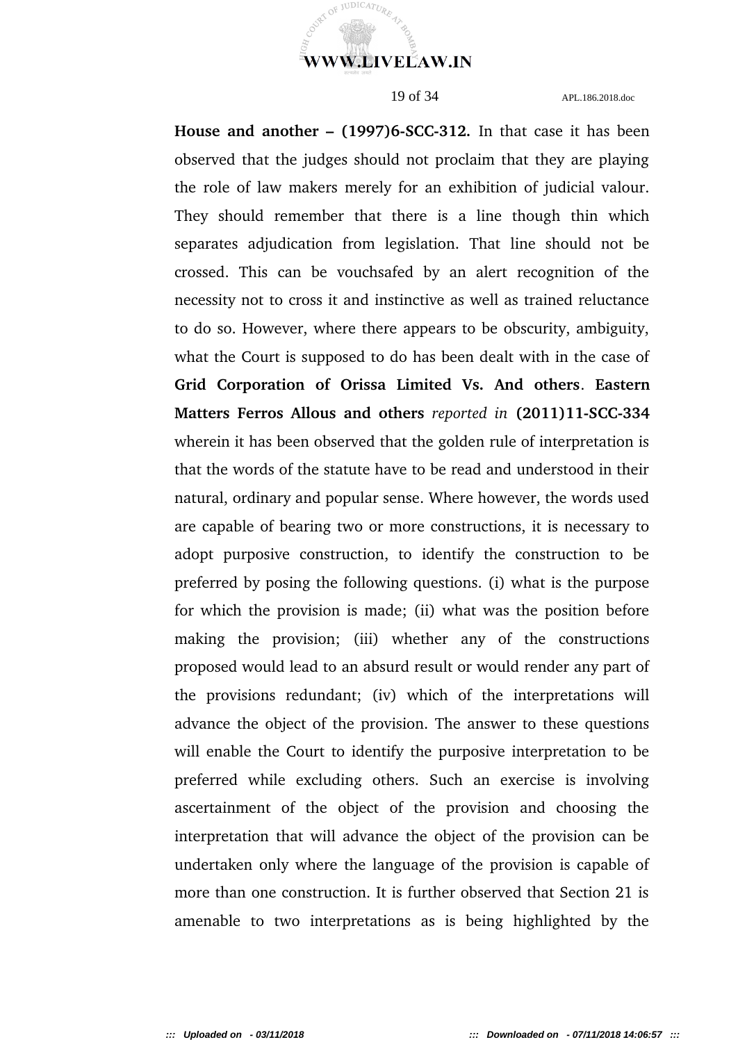**House and another – (1997)6-SCC-312.** In that case it has been observed that the judges should not proclaim that they are playing the role of law makers merely for an exhibition of judicial valour. They should remember that there is a line though thin which separates adjudication from legislation. That line should not be crossed. This can be vouchsafed by an alert recognition of the necessity not to cross it and instinctive as well as trained reluctance to do so. However, where there appears to be obscurity, ambiguity, what the Court is supposed to do has been dealt with in the case of **Grid Corporation of Orissa Limited Vs. And others**. **Eastern Matters Ferros Allous and others** *reported in* **(2011)11-SCC-334** wherein it has been observed that the golden rule of interpretation is that the words of the statute have to be read and understood in their natural, ordinary and popular sense. Where however, the words used are capable of bearing two or more constructions, it is necessary to adopt purposive construction, to identify the construction to be preferred by posing the following questions. (i) what is the purpose for which the provision is made; (ii) what was the position before making the provision; (iii) whether any of the constructions proposed would lead to an absurd result or would render any part of the provisions redundant; (iv) which of the interpretations will advance the object of the provision. The answer to these questions will enable the Court to identify the purposive interpretation to be preferred while excluding others. Such an exercise is involving ascertainment of the object of the provision and choosing the interpretation that will advance the object of the provision can be undertaken only where the language of the provision is capable of more than one construction. It is further observed that Section 21 is amenable to two interpretations as is being highlighted by the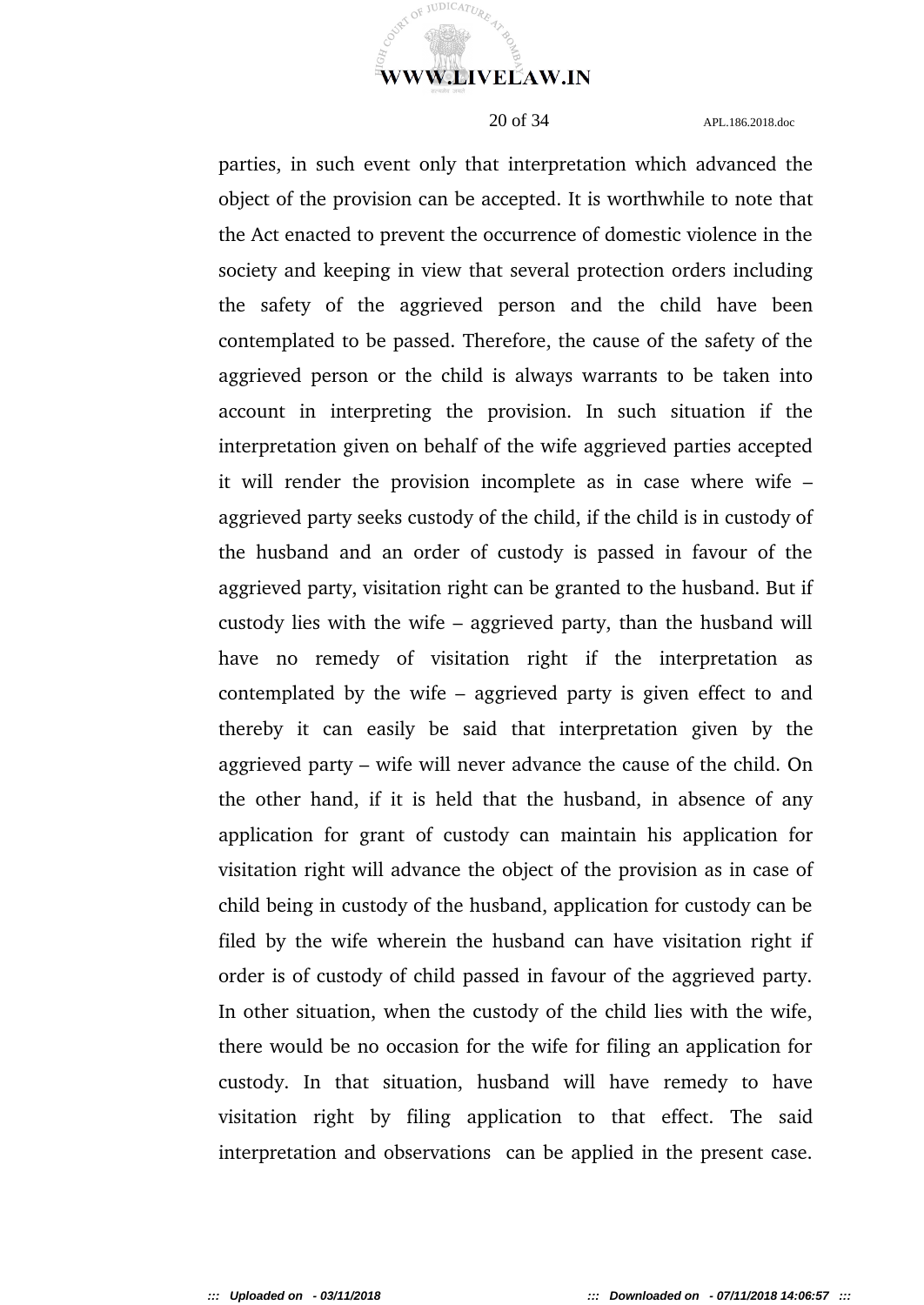parties, in such event only that interpretation which advanced the object of the provision can be accepted. It is worthwhile to note that the Act enacted to prevent the occurrence of domestic violence in the society and keeping in view that several protection orders including the safety of the aggrieved person and the child have been contemplated to be passed. Therefore, the cause of the safety of the aggrieved person or the child is always warrants to be taken into account in interpreting the provision. In such situation if the interpretation given on behalf of the wife aggrieved parties accepted it will render the provision incomplete as in case where wife – aggrieved party seeks custody of the child, if the child is in custody of the husband and an order of custody is passed in favour of the aggrieved party, visitation right can be granted to the husband. But if custody lies with the wife – aggrieved party, than the husband will have no remedy of visitation right if the interpretation as contemplated by the wife – aggrieved party is given effect to and thereby it can easily be said that interpretation given by the aggrieved party – wife will never advance the cause of the child. On the other hand, if it is held that the husband, in absence of any application for grant of custody can maintain his application for visitation right will advance the object of the provision as in case of child being in custody of the husband, application for custody can be filed by the wife wherein the husband can have visitation right if order is of custody of child passed in favour of the aggrieved party. In other situation, when the custody of the child lies with the wife, there would be no occasion for the wife for filing an application for custody. In that situation, husband will have remedy to have visitation right by filing application to that effect. The said interpretation and observations can be applied in the present case.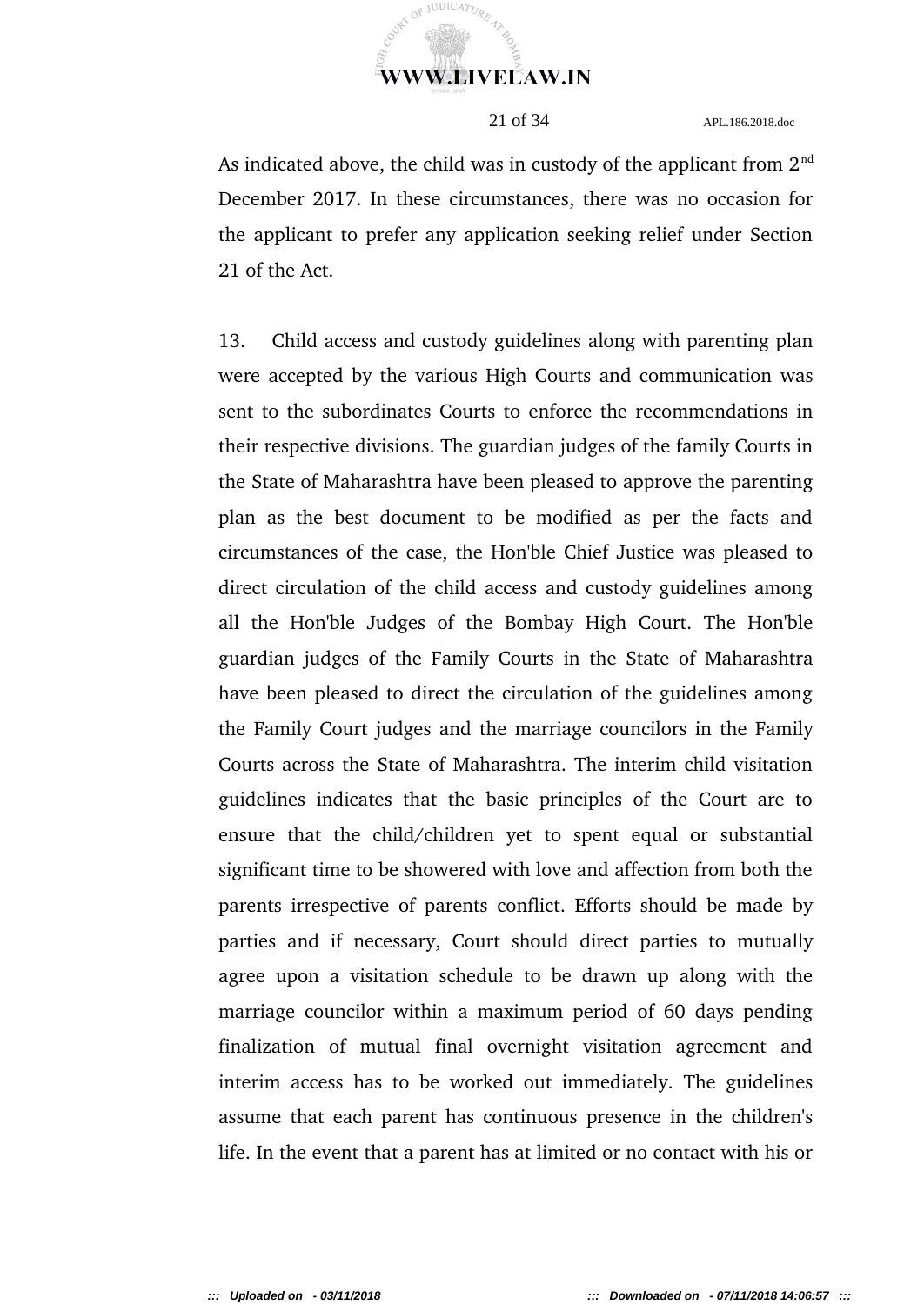As indicated above, the child was in custody of the applicant from 2nd December 2017. In these circumstances, there was no occasion for the applicant to prefer any application seeking relief under Section 21 of the Act.

13. Child access and custody guidelines along with parenting plan were accepted by the various High Courts and communication was sent to the subordinates Courts to enforce the recommendations in their respective divisions. The guardian judges of the family Courts in the State of Maharashtra have been pleased to approve the parenting plan as the best document to be modified as per the facts and circumstances of the case, the Hon'ble Chief Justice was pleased to direct circulation of the child access and custody guidelines among all the Hon'ble Judges of the Bombay High Court. The Hon'ble guardian judges of the Family Courts in the State of Maharashtra have been pleased to direct the circulation of the guidelines among the Family Court judges and the marriage councilors in the Family Courts across the State of Maharashtra. The interim child visitation guidelines indicates that the basic principles of the Court are to ensure that the child/children yet to spent equal or substantial significant time to be showered with love and affection from both the parents irrespective of parents conflict. Efforts should be made by parties and if necessary, Court should direct parties to mutually agree upon a visitation schedule to be drawn up along with the marriage councilor within a maximum period of 60 days pending finalization of mutual final overnight visitation agreement and interim access has to be worked out immediately. The guidelines assume that each parent has continuous presence in the children's life. In the event that a parent has at limited or no contact with his or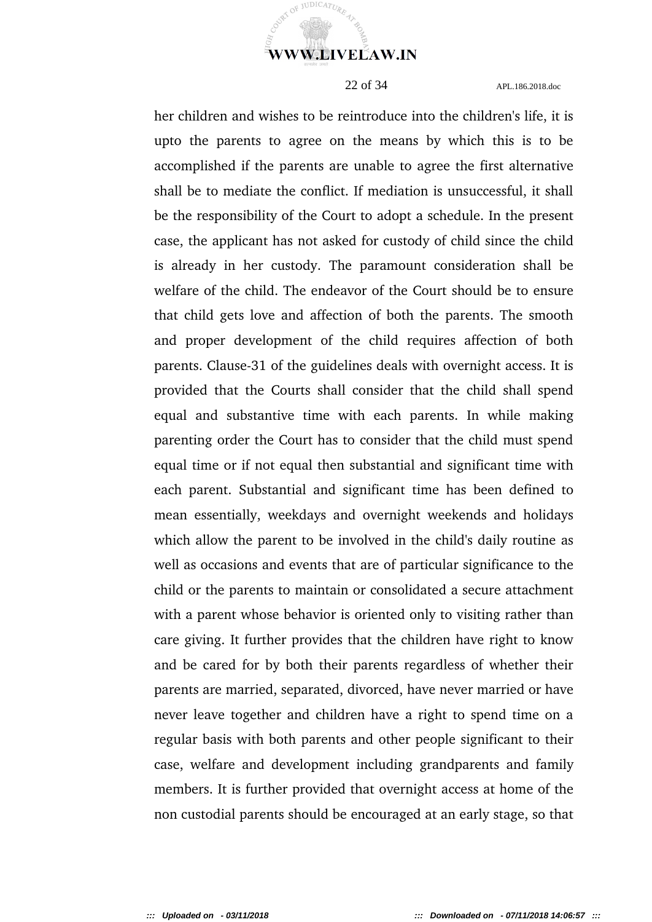her children and wishes to be reintroduce into the children's life, it is upto the parents to agree on the means by which this is to be accomplished if the parents are unable to agree the first alternative shall be to mediate the conflict. If mediation is unsuccessful, it shall be the responsibility of the Court to adopt a schedule. In the present case, the applicant has not asked for custody of child since the child is already in her custody. The paramount consideration shall be welfare of the child. The endeavor of the Court should be to ensure that child gets love and affection of both the parents. The smooth and proper development of the child requires affection of both parents. Clause-31 of the guidelines deals with overnight access. It is provided that the Courts shall consider that the child shall spend equal and substantive time with each parents. In while making parenting order the Court has to consider that the child must spend equal time or if not equal then substantial and significant time with each parent. Substantial and significant time has been defined to mean essentially, weekdays and overnight weekends and holidays which allow the parent to be involved in the child's daily routine as well as occasions and events that are of particular significance to the child or the parents to maintain or consolidated a secure attachment with a parent whose behavior is oriented only to visiting rather than care giving. It further provides that the children have right to know and be cared for by both their parents regardless of whether their parents are married, separated, divorced, have never married or have never leave together and children have a right to spend time on a regular basis with both parents and other people significant to their case, welfare and development including grandparents and family members. It is further provided that overnight access at home of the non custodial parents should be encouraged at an early stage, so that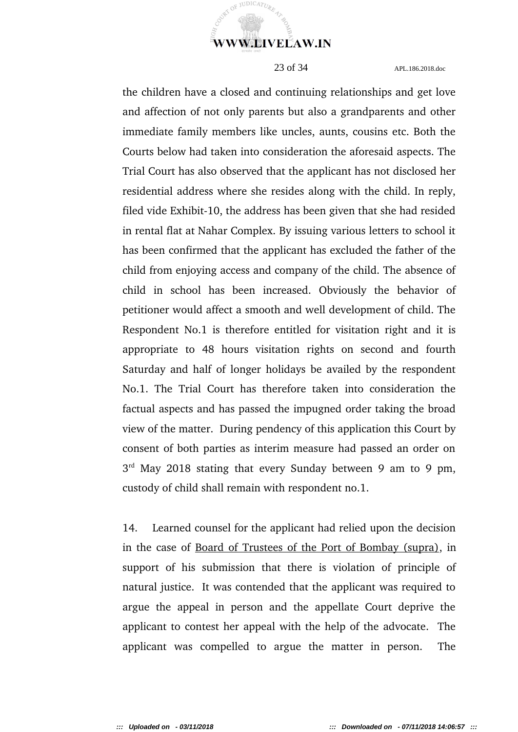the children have a closed and continuing relationships and get love and affection of not only parents but also a grandparents and other immediate family members like uncles, aunts, cousins etc. Both the Courts below had taken into consideration the aforesaid aspects. The Trial Court has also observed that the applicant has not disclosed her residential address where she resides along with the child. In reply, filed vide Exhibit-10, the address has been given that she had resided in rental flat at Nahar Complex. By issuing various letters to school it has been confirmed that the applicant has excluded the father of the child from enjoying access and company of the child. The absence of child in school has been increased. Obviously the behavior of petitioner would affect a smooth and well development of child. The Respondent No.1 is therefore entitled for visitation right and it is appropriate to 48 hours visitation rights on second and fourth Saturday and half of longer holidays be availed by the respondent No.1. The Trial Court has therefore taken into consideration the factual aspects and has passed the impugned order taking the broad view of the matter. During pendency of this application this Court by consent of both parties as interim measure had passed an order on 3rd May 2018 stating that every Sunday between 9 am to 9 pm, custody of child shall remain with respondent no.1.

14. Learned counsel for the applicant had relied upon the decision in the case of Board of Trustees of the Port of Bombay (supra), in support of his submission that there is violation of principle of natural justice. It was contended that the applicant was required to argue the appeal in person and the appellate Court deprive the applicant to contest her appeal with the help of the advocate. The applicant was compelled to argue the matter in person. The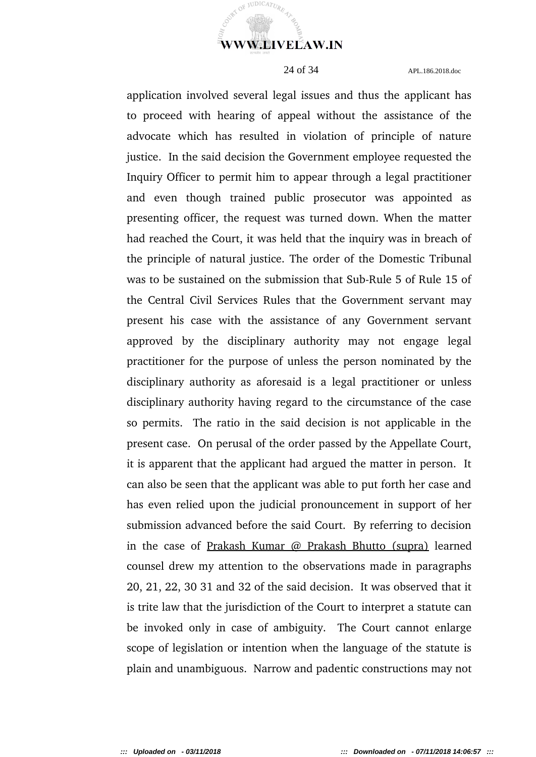application involved several legal issues and thus the applicant has to proceed with hearing of appeal without the assistance of the advocate which has resulted in violation of principle of nature justice. In the said decision the Government employee requested the Inquiry Officer to permit him to appear through a legal practitioner and even though trained public prosecutor was appointed as presenting officer, the request was turned down. When the matter had reached the Court, it was held that the inquiry was in breach of the principle of natural justice. The order of the Domestic Tribunal was to be sustained on the submission that Sub-Rule 5 of Rule 15 of the Central Civil Services Rules that the Government servant may present his case with the assistance of any Government servant approved by the disciplinary authority may not engage legal practitioner for the purpose of unless the person nominated by the disciplinary authority as aforesaid is a legal practitioner or unless disciplinary authority having regard to the circumstance of the case so permits. The ratio in the said decision is not applicable in the present case. On perusal of the order passed by the Appellate Court, it is apparent that the applicant had argued the matter in person. It can also be seen that the applicant was able to put forth her case and has even relied upon the judicial pronouncement in support of her submission advanced before the said Court. By referring to decision in the case of <u>Prakash Kumar @ Prakash Bhutto (supra)</u> learned counsel drew my attention to the observations made in paragraphs 20, 21, 22, 30 31 and 32 of the said decision. It was observed that it is trite law that the jurisdiction of the Court to interpret a statute can be invoked only in case of ambiguity. The Court cannot enlarge scope of legislation or intention when the language of the statute is plain and unambiguous. Narrow and padentic constructions may not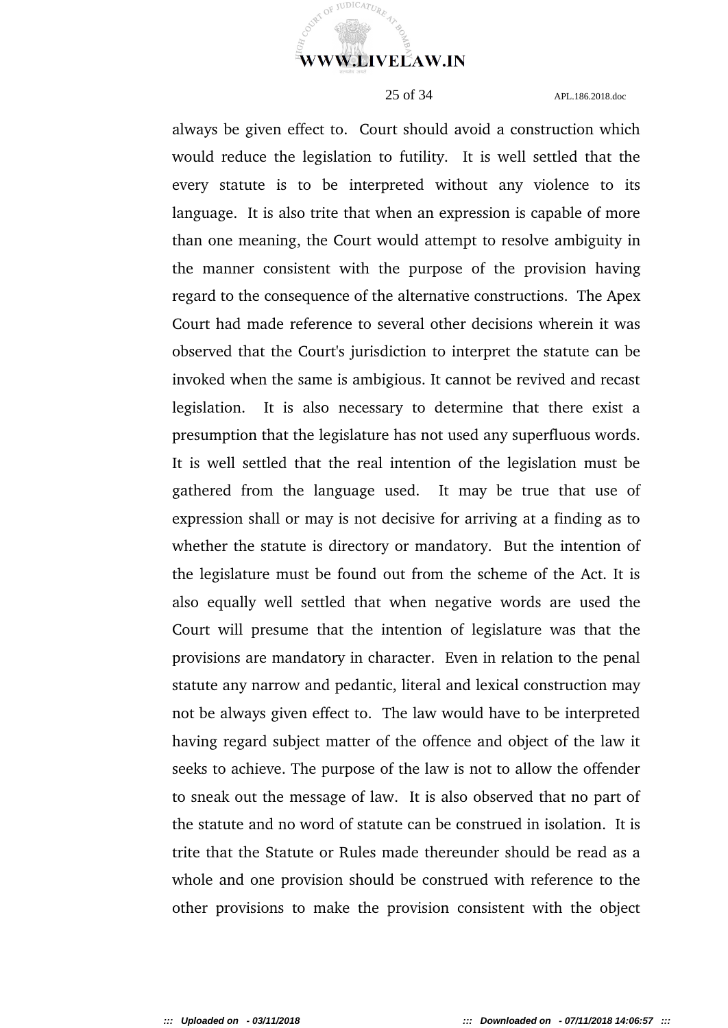always be given effect to. Court should avoid a construction which would reduce the legislation to futility. It is well settled that the every statute is to be interpreted without any violence to its language. It is also trite that when an expression is capable of more than one meaning, the Court would attempt to resolve ambiguity in the manner consistent with the purpose of the provision having regard to the consequence of the alternative constructions. The Apex Court had made reference to several other decisions wherein it was observed that the Court's jurisdiction to interpret the statute can be invoked when the same is ambigious. It cannot be revived and recast legislation. It is also necessary to determine that there exist a presumption that the legislature has not used any superfluous words. It is well settled that the real intention of the legislation must be gathered from the language used. It may be true that use of expression shall or may is not decisive for arriving at a finding as to whether the statute is directory or mandatory. But the intention of the legislature must be found out from the scheme of the Act. It is also equally well settled that when negative words are used the Court will presume that the intention of legislature was that the provisions are mandatory in character. Even in relation to the penal statute any narrow and pedantic, literal and lexical construction may not be always given effect to. The law would have to be interpreted having regard subject matter of the offence and object of the law it seeks to achieve. The purpose of the law is not to allow the offender to sneak out the message of law. It is also observed that no part of the statute and no word of statute can be construed in isolation. It is trite that the Statute or Rules made thereunder should be read as a whole and one provision should be construed with reference to the other provisions to make the provision consistent with the object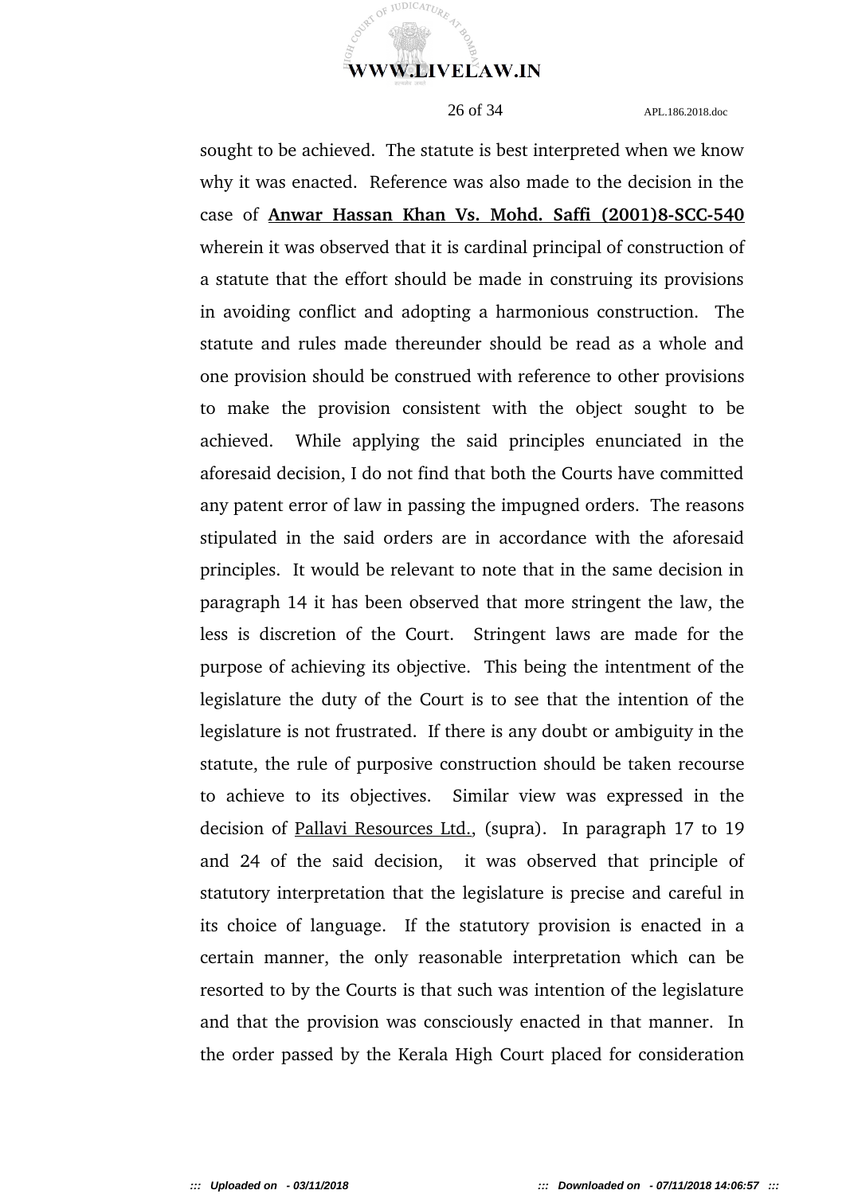sought to be achieved. The statute is best interpreted when we know why it was enacted. Reference was also made to the decision in the case of **Anwar Hassan Khan Vs. Mohd. Saffi (2001)8-SCC-540** wherein it was observed that it is cardinal principal of construction of a statute that the effort should be made in construing its provisions in avoiding conflict and adopting a harmonious construction. The statute and rules made thereunder should be read as a whole and one provision should be construed with reference to other provisions to make the provision consistent with the object sought to be achieved. While applying the said principles enunciated in the aforesaid decision, I do not find that both the Courts have committed any patent error of law in passing the impugned orders. The reasons stipulated in the said orders are in accordance with the aforesaid principles. It would be relevant to note that in the same decision in paragraph 14 it has been observed that more stringent the law, the less is discretion of the Court. Stringent laws are made for the purpose of achieving its objective. This being the intentment of the legislature the duty of the Court is to see that the intention of the legislature is not frustrated. If there is any doubt or ambiguity in the statute, the rule of purposive construction should be taken recourse to achieve to its objectives. Similar view was expressed in the decision of Pallavi Resources Ltd., (supra). In paragraph 17 to 19 and 24 of the said decision, it was observed that principle of statutory interpretation that the legislature is precise and careful in its choice of language. If the statutory provision is enacted in a certain manner, the only reasonable interpretation which can be resorted to by the Courts is that such was intention of the legislature and that the provision was consciously enacted in that manner. In the order passed by the Kerala High Court placed for consideration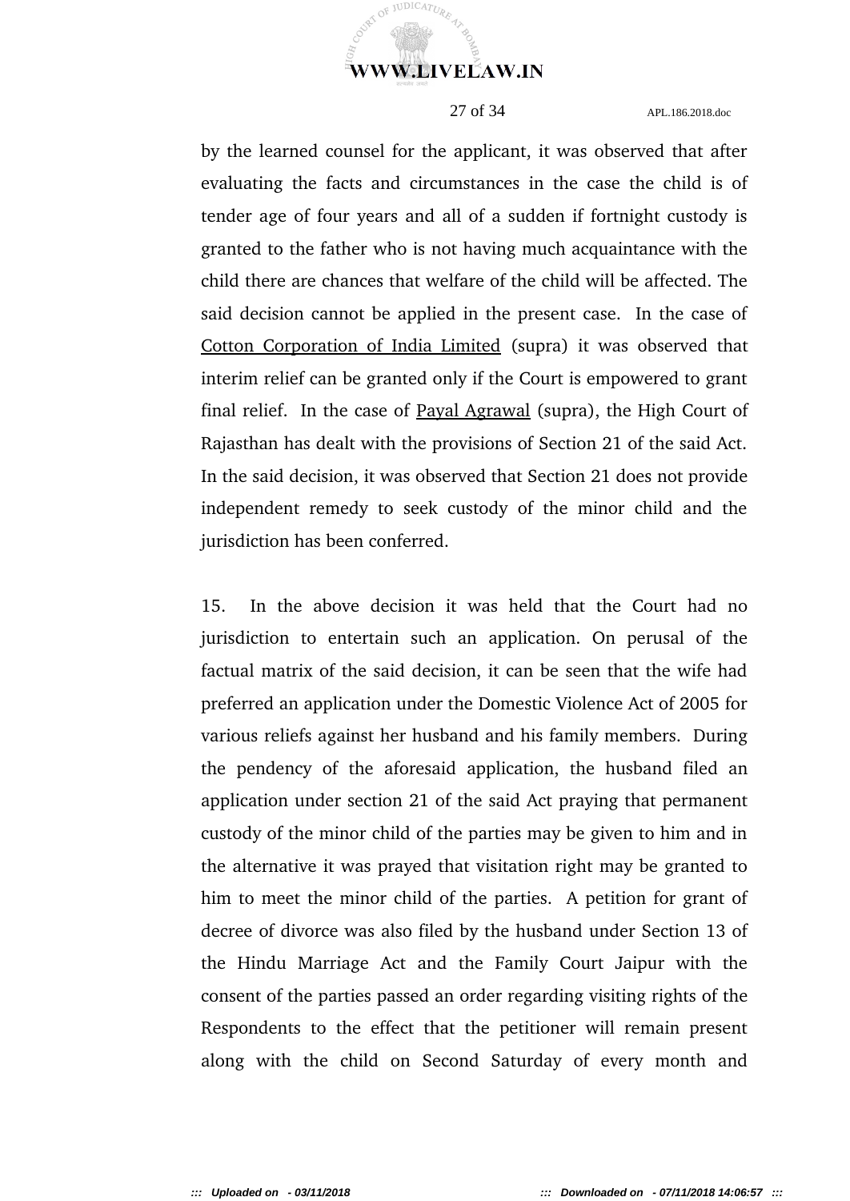by the learned counsel for the applicant, it was observed that after evaluating the facts and circumstances in the case the child is of tender age of four years and all of a sudden if fortnight custody is granted to the father who is not having much acquaintance with the child there are chances that welfare of the child will be affected. The said decision cannot be applied in the present case. In the case of Cotton Corporation of India Limited (supra) it was observed that interim relief can be granted only if the Court is empowered to grant final relief. In the case of Payal Agrawal (supra), the High Court of Rajasthan has dealt with the provisions of Section 21 of the said Act. In the said decision, it was observed that Section 21 does not provide independent remedy to seek custody of the minor child and the jurisdiction has been conferred.

15. In the above decision it was held that the Court had no jurisdiction to entertain such an application. On perusal of the factual matrix of the said decision, it can be seen that the wife had preferred an application under the Domestic Violence Act of 2005 for various reliefs against her husband and his family members. During the pendency of the aforesaid application, the husband filed an application under section 21 of the said Act praying that permanent custody of the minor child of the parties may be given to him and in the alternative it was prayed that visitation right may be granted to him to meet the minor child of the parties. A petition for grant of decree of divorce was also filed by the husband under Section 13 of the Hindu Marriage Act and the Family Court Jaipur with the consent of the parties passed an order regarding visiting rights of the Respondents to the effect that the petitioner will remain present along with the child on Second Saturday of every month and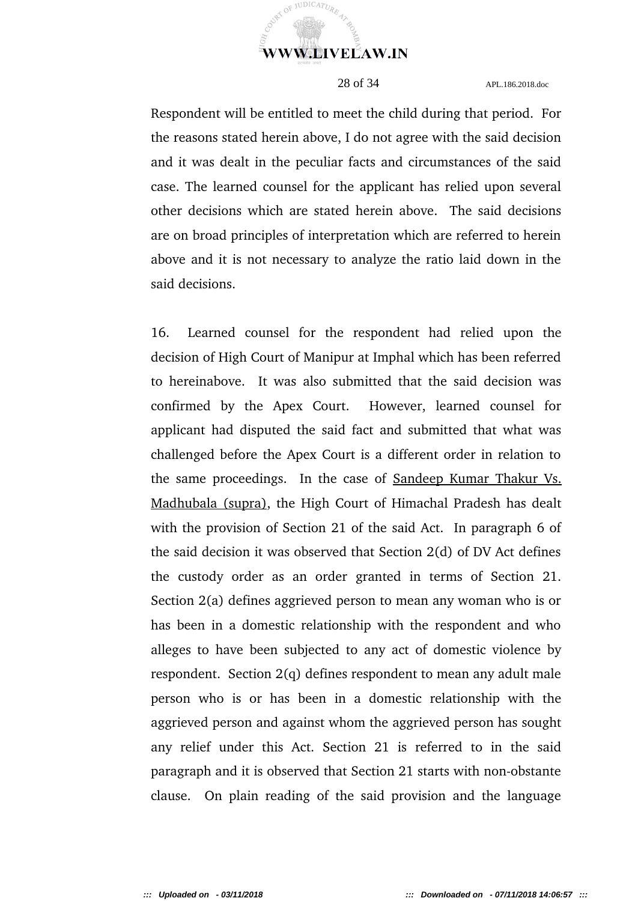Respondent will be entitled to meet the child during that period. For the reasons stated herein above, I do not agree with the said decision and it was dealt in the peculiar facts and circumstances of the said case. The learned counsel for the applicant has relied upon several other decisions which are stated herein above. The said decisions are on broad principles of interpretation which are referred to herein above and it is not necessary to analyze the ratio laid down in the said decisions.

16. Learned counsel for the respondent had relied upon the decision of High Court of Manipur at Imphal which has been referred to hereinabove. It was also submitted that the said decision was confirmed by the Apex Court. However, learned counsel for applicant had disputed the said fact and submitted that what was challenged before the Apex Court is a different order in relation to the same proceedings. In the case of <u>Sandeep Kumar Thakur Vs. Madhubala (supra)</u>, the High Court of Himachal Pradesh has dealt with the provision of Section 21 of the said Act. In paragraph 6 of the said decision it was observed that Section 2(d) of DV Act defines the custody order as an order granted in terms of Section 21. Section 2(a) defines aggrieved person to mean any woman who is or has been in a domestic relationship with the respondent and who alleges to have been subjected to any act of domestic violence by respondent. Section 2(q) defines respondent to mean any adult male person who is or has been in a domestic relationship with the aggrieved person and against whom the aggrieved person has sought any relief under this Act. Section 21 is referred to in the said paragraph and it is observed that Section 21 starts with non-obstante clause. On plain reading of the said provision and the language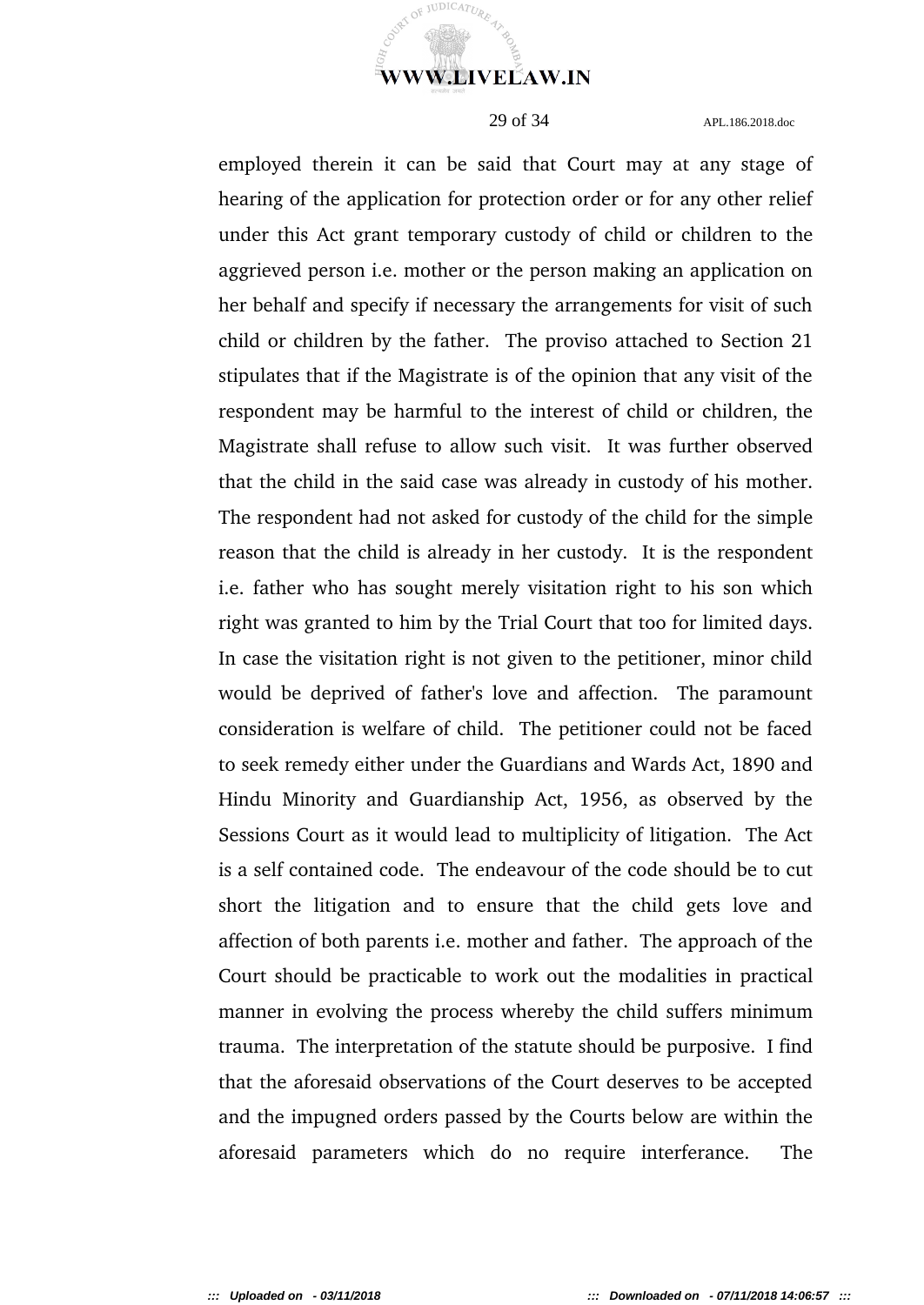employed therein it can be said that Court may at any stage of hearing of the application for protection order or for any other relief under this Act grant temporary custody of child or children to the aggrieved person i.e. mother or the person making an application on her behalf and specify if necessary the arrangements for visit of such child or children by the father. The proviso attached to Section 21 stipulates that if the Magistrate is of the opinion that any visit of the respondent may be harmful to the interest of child or children, the Magistrate shall refuse to allow such visit. It was further observed that the child in the said case was already in custody of his mother. The respondent had not asked for custody of the child for the simple reason that the child is already in her custody. It is the respondent i.e. father who has sought merely visitation right to his son which right was granted to him by the Trial Court that too for limited days. In case the visitation right is not given to the petitioner, minor child would be deprived of father's love and affection. The paramount consideration is welfare of child. The petitioner could not be faced to seek remedy either under the Guardians and Wards Act, 1890 and Hindu Minority and Guardianship Act, 1956, as observed by the Sessions Court as it would lead to multiplicity of litigation. The Act is a self contained code. The endeavour of the code should be to cut short the litigation and to ensure that the child gets love and affection of both parents i.e. mother and father. The approach of the Court should be practicable to work out the modalities in practical manner in evolving the process whereby the child suffers minimum trauma. The interpretation of the statute should be purposive. I find that the aforesaid observations of the Court deserves to be accepted and the impugned orders passed by the Courts below are within the aforesaid parameters which do no require interferance. The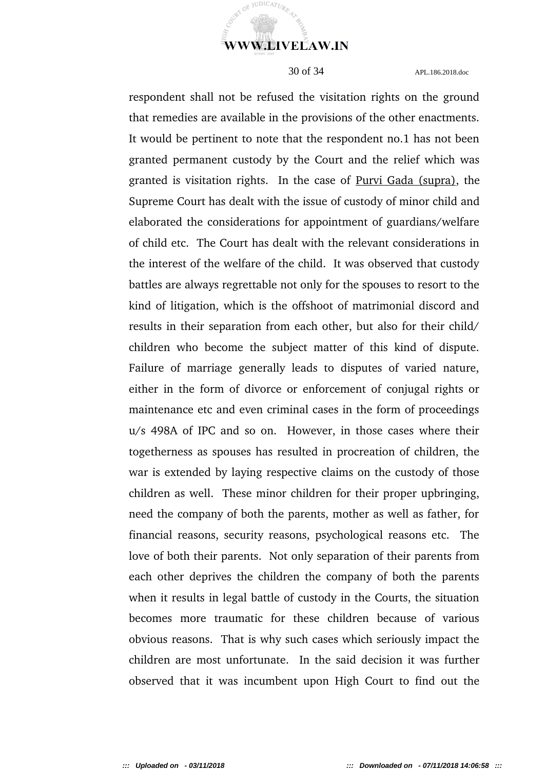respondent shall not be refused the visitation rights on the ground that remedies are available in the provisions of the other enactments. It would be pertinent to note that the respondent no.1 has not been granted permanent custody by the Court and the relief which was granted is visitation rights. In the case of Purvi Gada (supra), the Supreme Court has dealt with the issue of custody of minor child and elaborated the considerations for appointment of guardians/welfare of child etc. The Court has dealt with the relevant considerations in the interest of the welfare of the child. It was observed that custody battles are always regrettable not only for the spouses to resort to the kind of litigation, which is the offshoot of matrimonial discord and results in their separation from each other, but also for their child/ children who become the subject matter of this kind of dispute. Failure of marriage generally leads to disputes of varied nature, either in the form of divorce or enforcement of conjugal rights or maintenance etc and even criminal cases in the form of proceedings u/s 498A of IPC and so on. However, in those cases where their togetherness as spouses has resulted in procreation of children, the war is extended by laying respective claims on the custody of those children as well. These minor children for their proper upbringing, need the company of both the parents, mother as well as father, for financial reasons, security reasons, psychological reasons etc. The love of both their parents. Not only separation of their parents from each other deprives the children the company of both the parents when it results in legal battle of custody in the Courts, the situation becomes more traumatic for these children because of various obvious reasons. That is why such cases which seriously impact the children are most unfortunate. In the said decision it was further observed that it was incumbent upon High Court to find out the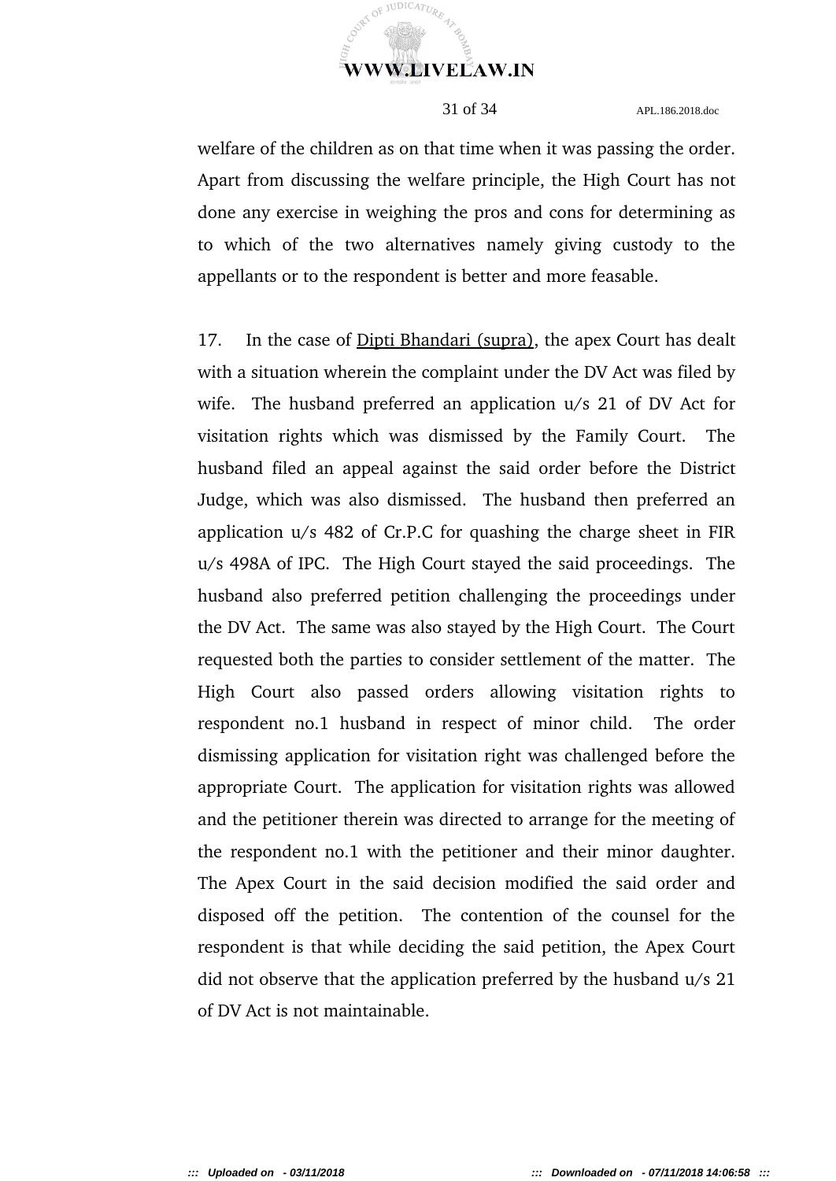welfare of the children as on that time when it was passing the order. Apart from discussing the welfare principle, the High Court has not done any exercise in weighing the pros and cons for determining as to which of the two alternatives namely giving custody to the appellants or to the respondent is better and more feasable.

17. In the case of Dipti Bhandari (supra), the apex Court has dealt with a situation wherein the complaint under the DV Act was filed by wife. The husband preferred an application u/s 21 of DV Act for visitation rights which was dismissed by the Family Court. The husband filed an appeal against the said order before the District Judge, which was also dismissed. The husband then preferred an application u/s 482 of Cr.P.C for quashing the charge sheet in FIR u/s 498A of IPC. The High Court stayed the said proceedings. The husband also preferred petition challenging the proceedings under the DV Act. The same was also stayed by the High Court. The Court requested both the parties to consider settlement of the matter. The High Court also passed orders allowing visitation rights to respondent no.1 husband in respect of minor child. The order dismissing application for visitation right was challenged before the appropriate Court. The application for visitation rights was allowed and the petitioner therein was directed to arrange for the meeting of the respondent no.1 with the petitioner and their minor daughter. The Apex Court in the said decision modified the said order and disposed off the petition. The contention of the counsel for the respondent is that while deciding the said petition, the Apex Court did not observe that the application preferred by the husband u/s 21 of DV Act is not maintainable.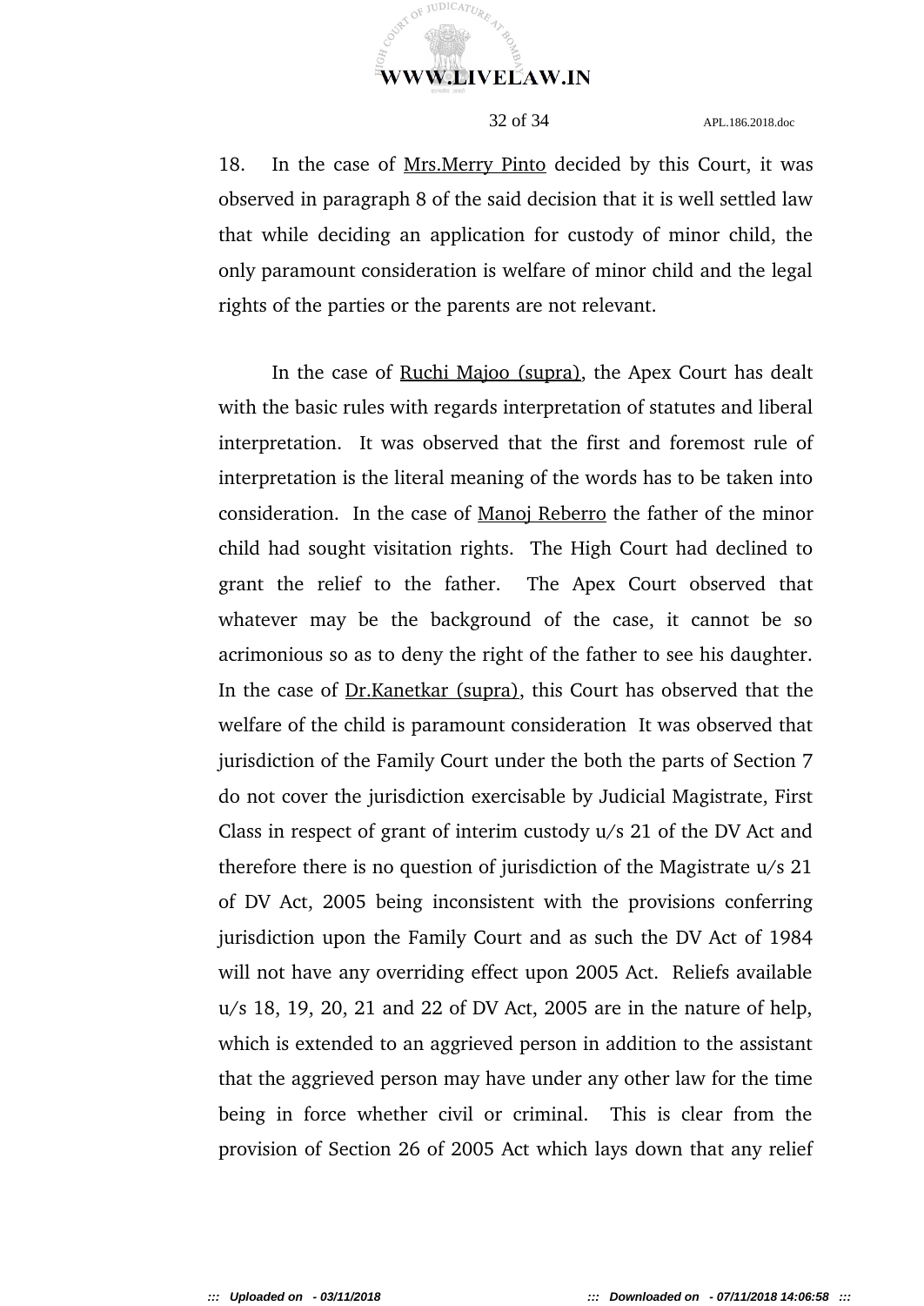18. In the case of <u>Mrs.Merry Pinto</u> decided by this Court, it was observed in paragraph 8 of the said decision that it is well settled law that while deciding an application for custody of minor child, the only paramount consideration is welfare of minor child and the legal rights of the parties or the parents are not relevant.

In the case of <u>Ruchi Majoo (supra)</u>, the Apex Court has dealt with the basic rules with regards interpretation of statutes and liberal interpretation. It was observed that the first and foremost rule of interpretation is the literal meaning of the words has to be taken into consideration. In the case of <u>Manoj Reberro</u> the father of the minor child had sought visitation rights. The High Court had declined to grant the relief to the father. The Apex Court observed that whatever may be the background of the case, it cannot be so acrimonious so as to deny the right of the father to see his daughter. In the case of <u>Dr.Kanetkar (supra)</u>, this Court has observed that the welfare of the child is paramount consideration It was observed that jurisdiction of the Family Court under the both the parts of Section 7 do not cover the jurisdiction exercisable by Judicial Magistrate, First Class in respect of grant of interim custody u/s 21 of the DV Act and therefore there is no question of jurisdiction of the Magistrate u/s 21 of DV Act, 2005 being inconsistent with the provisions conferring jurisdiction upon the Family Court and as such the DV Act of 1984 will not have any overriding effect upon 2005 Act. Reliefs available u/s 18, 19, 20, 21 and 22 of DV Act, 2005 are in the nature of help, which is extended to an aggrieved person in addition to the assistant that the aggrieved person may have under any other law for the time being in force whether civil or criminal. This is clear from the provision of Section 26 of 2005 Act which lays down that any relief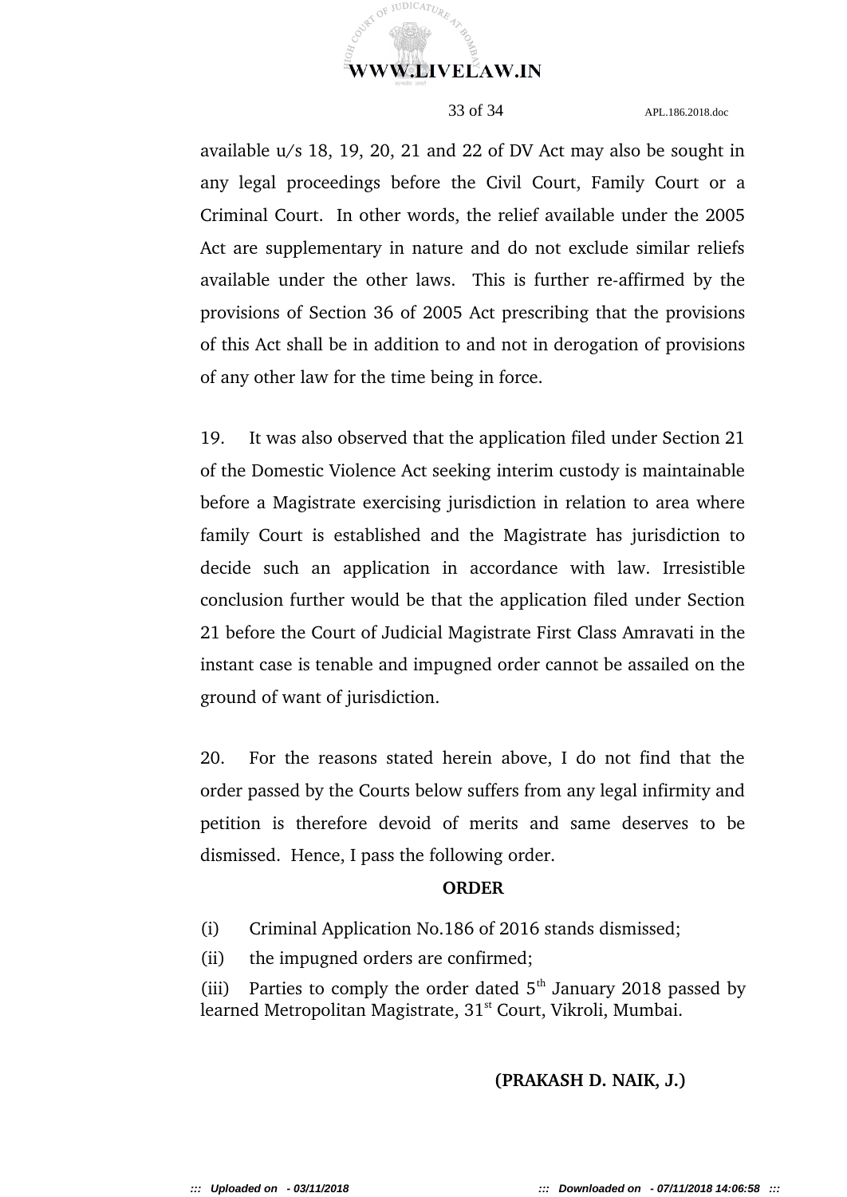available u/s 18, 19, 20, 21 and 22 of DV Act may also be sought in any legal proceedings before the Civil Court, Family Court or a Criminal Court. In other words, the relief available under the 2005 Act are supplementary in nature and do not exclude similar reliefs available under the other laws. This is further re-affirmed by the provisions of Section 36 of 2005 Act prescribing that the provisions of this Act shall be in addition to and not in derogation of provisions of any other law for the time being in force.

19. It was also observed that the application filed under Section 21 of the Domestic Violence Act seeking interim custody is maintainable before a Magistrate exercising jurisdiction in relation to area where family Court is established and the Magistrate has jurisdiction to decide such an application in accordance with law. Irresistible conclusion further would be that the application filed under Section 21 before the Court of Judicial Magistrate First Class Amravati in the instant case is tenable and impugned order cannot be assailed on the ground of want of jurisdiction.

20. For the reasons stated herein above, I do not find that the order passed by the Courts below suffers from any legal infirmity and petition is therefore devoid of merits and same deserves to be dismissed. Hence, I pass the following order.

**ORDER**

(i) Criminal Application No.186 of 2016 stands dismissed;

(ii) the impugned orders are confirmed;

(iii) Parties to comply the order dated 5th January 2018 passed by learned Metropolitan Magistrate, 31st Court, Vikroli, Mumbai.

**(PRAKASH D. NAIK, J.)**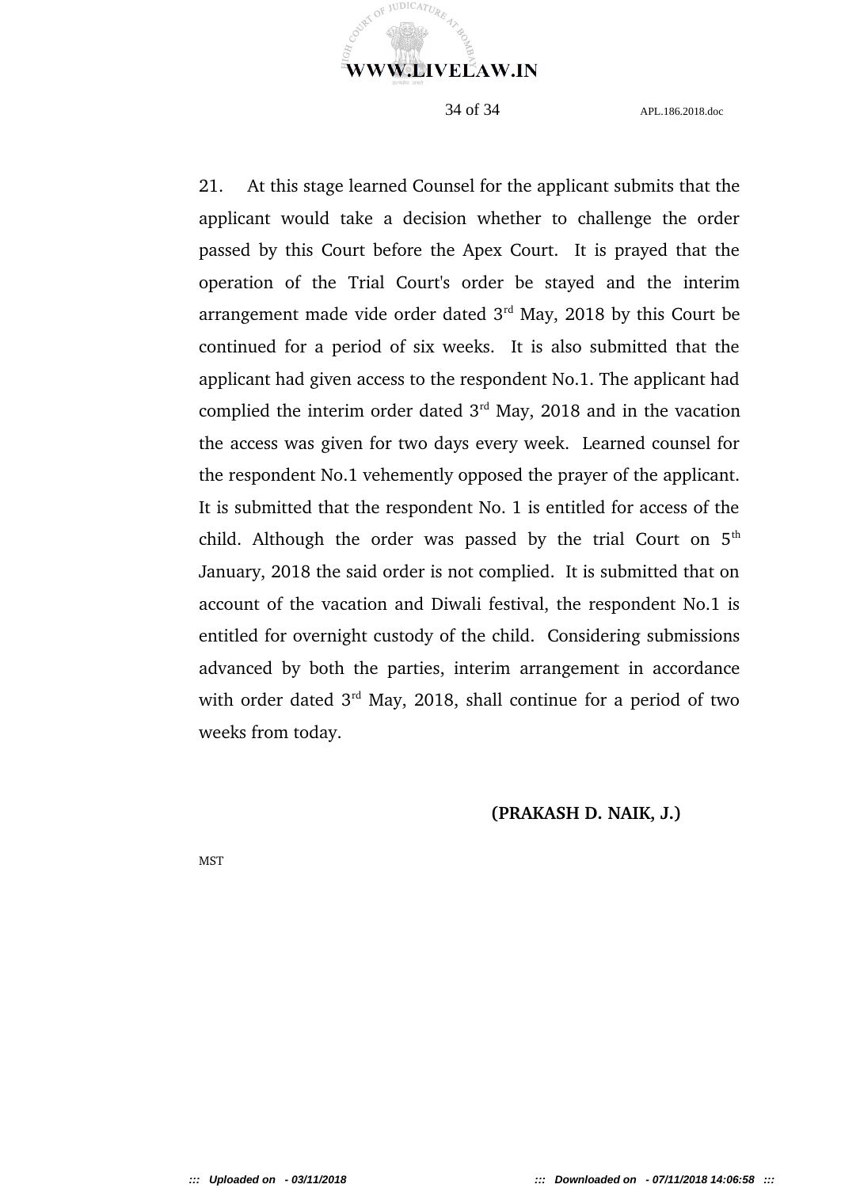21. At this stage learned Counsel for the applicant submits that the applicant would take a decision whether to challenge the order passed by this Court before the Apex Court. It is prayed that the operation of the Trial Court's order be stayed and the interim arrangement made vide order dated 3rd May, 2018 by this Court be continued for a period of six weeks. It is also submitted that the applicant had given access to the respondent No.1. The applicant had complied the interim order dated 3rd May, 2018 and in the vacation the access was given for two days every week. Learned counsel for the respondent No.1 vehemently opposed the prayer of the applicant. It is submitted that the respondent No. 1 is entitled for access of the child. Although the order was passed by the trial Court on 5th January, 2018 the said order is not complied. It is submitted that on account of the vacation and Diwali festival, the respondent No.1 is entitled for overnight custody of the child. Considering submissions advanced by both the parties, interim arrangement in accordance with order dated 3rd May, 2018, shall continue for a period of two weeks from today.

**(PRAKASH D. NAIK, J.)**

MST